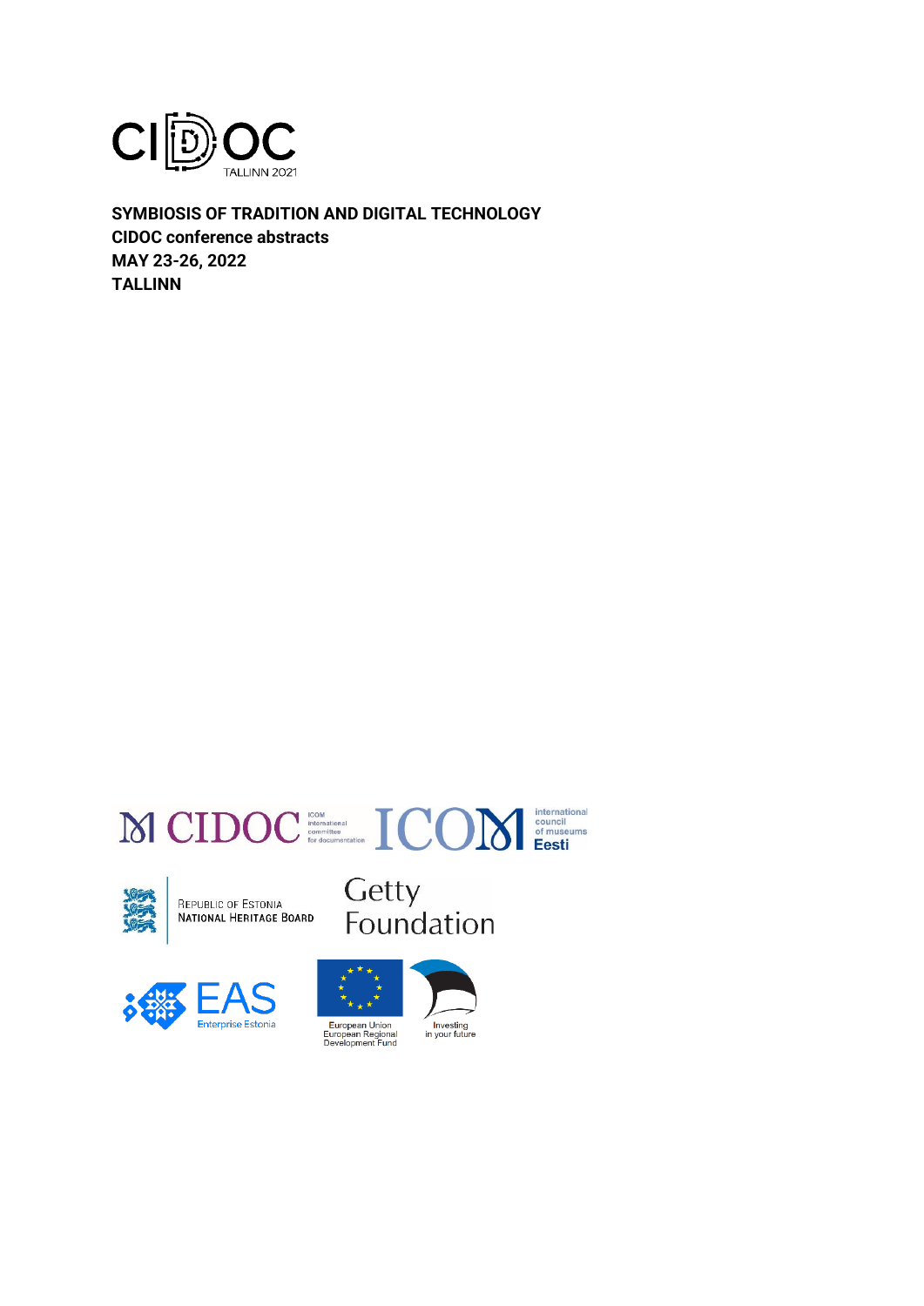CIDOC TALLINN 2021

**SYMBIOSIS OF TRADITION AND DIGITAL TECHNOLOGY**
**CIDOC conference abstracts**
**MAY 23-26, 2022**
**TALLINN**

CIDOC ICOM international committee for documentation

ICOM international council of museums Eesti

Republic of Estonia National Heritage Board

Getty Foundation

EAS Enterprise Estonia

European Union European Regional Development Fund

Investing in your future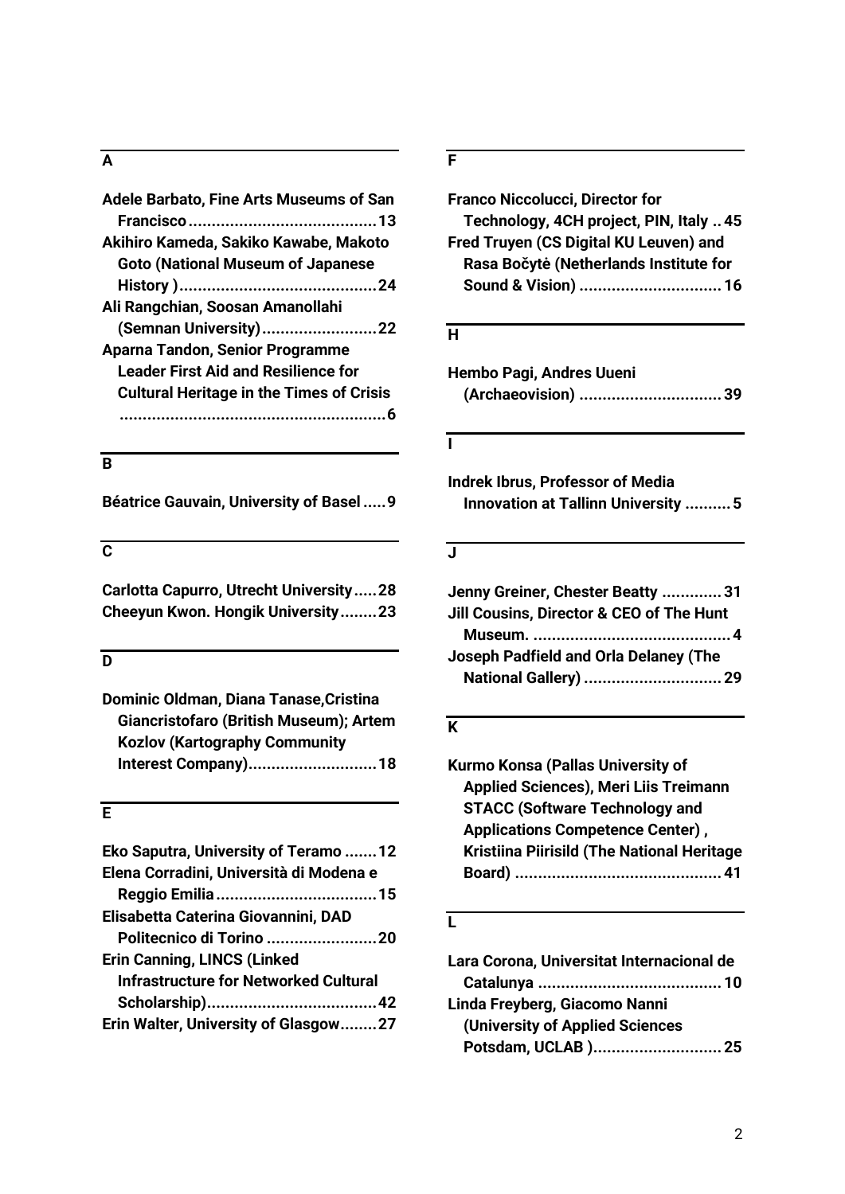## A

**Adele Barbato, Fine Arts Museums of San Francisco ........................................ 13**
**Akihiro Kameda, Sakiko Kawabe, Makoto Goto (National Museum of Japanese History ) .......................................... 24**
**Ali Rangchian, Soosan Amanollahi (Semnan University) ......................... 22**
**Aparna Tandon, Senior Programme Leader First Aid and Resilience for Cultural Heritage in the Times of Crisis ......................................................... 6**

## B

**Béatrice Gauvain, University of Basel ..... 9**

## C

**Carlotta Capurro, Utrecht University ..... 28**
**Cheeyun Kwon. Hongik University ........ 23**

## D

**Dominic Oldman, Diana Tanase,Cristina Giancristofaro (British Museum); Artem Kozlov (Kartography Community Interest Company) ............................ 18**

## E

**Eko Saputra, University of Teramo ....... 12**
**Elena Corradini, Università di Modena e Reggio Emilia .................................. 15**
**Elisabetta Caterina Giovannini, DAD Politecnico di Torino ........................ 20**
**Erin Canning, LINCS (Linked Infrastructure for Networked Cultural Scholarship) .................................... 42**
**Erin Walter, University of Glasgow ........ 27**

## F

**Franco Niccolucci, Director for Technology, 4CH project, PIN, Italy .. 45**
**Fred Truyen (CS Digital KU Leuven) and Rasa Bočytė (Netherlands Institute for Sound & Vision) .............................. 16**

## H

**Hembo Pagi, Andres Uueni (Archaeovision) ............................... 39**

## I

**Indrek Ibrus, Professor of Media Innovation at Tallinn University .......... 5**

## J

**Jenny Greiner, Chester Beatty ............. 31**
**Jill Cousins, Director & CEO of The Hunt Museum. .......................................... 4**
**Joseph Padfield and Orla Delaney (The National Gallery) ............................. 29**

## K

**Kurmo Konsa (Pallas University of Applied Sciences), Meri Liis Treimann STACC (Software Technology and Applications Competence Center) , Kristiina Piirisild (The National Heritage Board) ............................................ 41**

## L

**Lara Corona, Universitat Internacional de Catalunya ....................................... 10**
**Linda Freyberg, Giacomo Nanni (University of Applied Sciences Potsdam, UCLAB ) ............................ 25**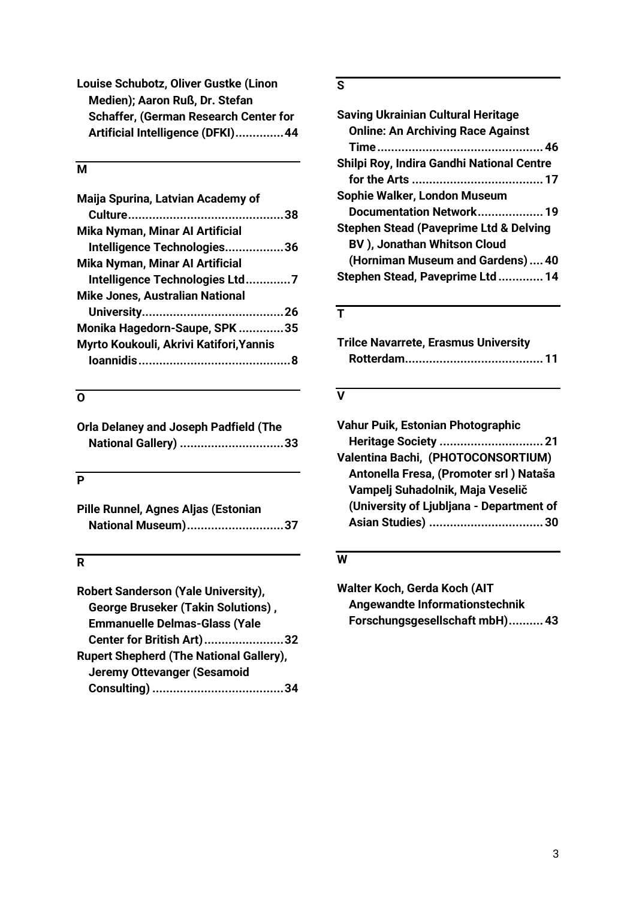**Louise Schubotz, Oliver Gustke (Linon Medien); Aaron Ruß, Dr. Stefan Schaffer, (German Research Center for Artificial Intelligence (DFKI)..............44**

## M

**Maija Spurina, Latvian Academy of Culture............................................38**
**Mika Nyman, Minar AI Artificial Intelligence Technologies.................36**
**Mika Nyman, Minar AI Artificial Intelligence Technologies Ltd.............7**
**Mike Jones, Australian National University.........................................26**
**Monika Hagedorn-Saupe, SPK .............35**
**Myrto Koukouli, Akrivi Katifori,Yannis Ioannidis............................................8**

## O

**Orla Delaney and Joseph Padfield (The National Gallery) ..............................33**

## P

**Pille Runnel, Agnes Aljas (Estonian National Museum)............................37**

## R

**Robert Sanderson (Yale University), George Bruseker (Takin Solutions) , Emmanuelle Delmas-Glass (Yale Center for British Art).......................32**
**Rupert Shepherd (The National Gallery), Jeremy Ottevanger (Sesamoid Consulting) ......................................34**

## S

**Saving Ukrainian Cultural Heritage Online: An Archiving Race Against Time................................................46**
**Shilpi Roy, Indira Gandhi National Centre for the Arts ......................................17**
**Sophie Walker, London Museum Documentation Network...................19**
**Stephen Stead (Paveprime Ltd & Delving BV ), Jonathan Whitson Cloud (Horniman Museum and Gardens) .... 40**
**Stephen Stead, Paveprime Ltd ............. 14**

## T

**Trilce Navarrete, Erasmus University Rotterdam........................................ 11**

## V

**Vahur Puik, Estonian Photographic Heritage Society .............................. 21**
**Valentina Bachi, (PHOTOCONSORTIUM) Antonella Fresa, (Promoter srl ) Nataša Vampelj Suhadolnik, Maja Veselič (University of Ljubljana - Department of Asian Studies) ................................. 30**

## W

**Walter Koch, Gerda Koch (AIT Angewandte Informationstechnik Forschungsgesellschaft mbH).......... 43**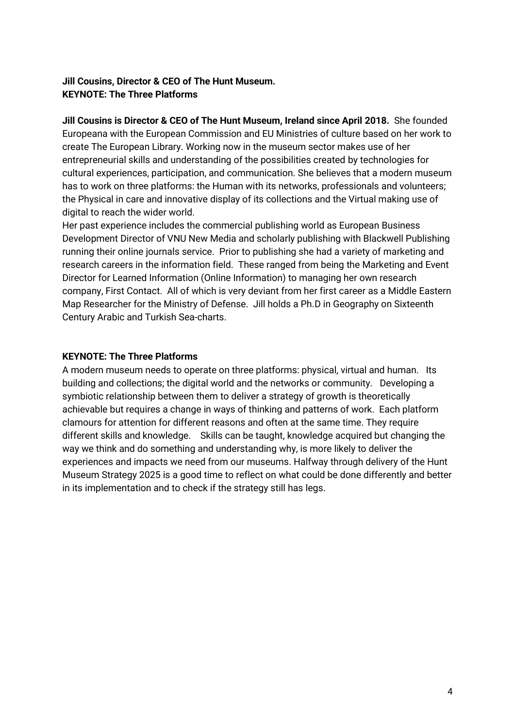**Jill Cousins, Director & CEO of The Hunt Museum.**
**KEYNOTE: The Three Platforms**

**Jill Cousins is Director & CEO of The Hunt Museum, Ireland since April 2018.** She founded Europeana with the European Commission and EU Ministries of culture based on her work to create The European Library. Working now in the museum sector makes use of her entrepreneurial skills and understanding of the possibilities created by technologies for cultural experiences, participation, and communication. She believes that a modern museum has to work on three platforms: the Human with its networks, professionals and volunteers; the Physical in care and innovative display of its collections and the Virtual making use of digital to reach the wider world.
Her past experience includes the commercial publishing world as European Business Development Director of VNU New Media and scholarly publishing with Blackwell Publishing running their online journals service. Prior to publishing she had a variety of marketing and research careers in the information field. These ranged from being the Marketing and Event Director for Learned Information (Online Information) to managing her own research company, First Contact. All of which is very deviant from her first career as a Middle Eastern Map Researcher for the Ministry of Defense. Jill holds a Ph.D in Geography on Sixteenth Century Arabic and Turkish Sea-charts.

**KEYNOTE: The Three Platforms**
A modern museum needs to operate on three platforms: physical, virtual and human. Its building and collections; the digital world and the networks or community. Developing a symbiotic relationship between them to deliver a strategy of growth is theoretically achievable but requires a change in ways of thinking and patterns of work. Each platform clamours for attention for different reasons and often at the same time. They require different skills and knowledge. Skills can be taught, knowledge acquired but changing the way we think and do something and understanding why, is more likely to deliver the experiences and impacts we need from our museums. Halfway through delivery of the Hunt Museum Strategy 2025 is a good time to reflect on what could be done differently and better in its implementation and to check if the strategy still has legs.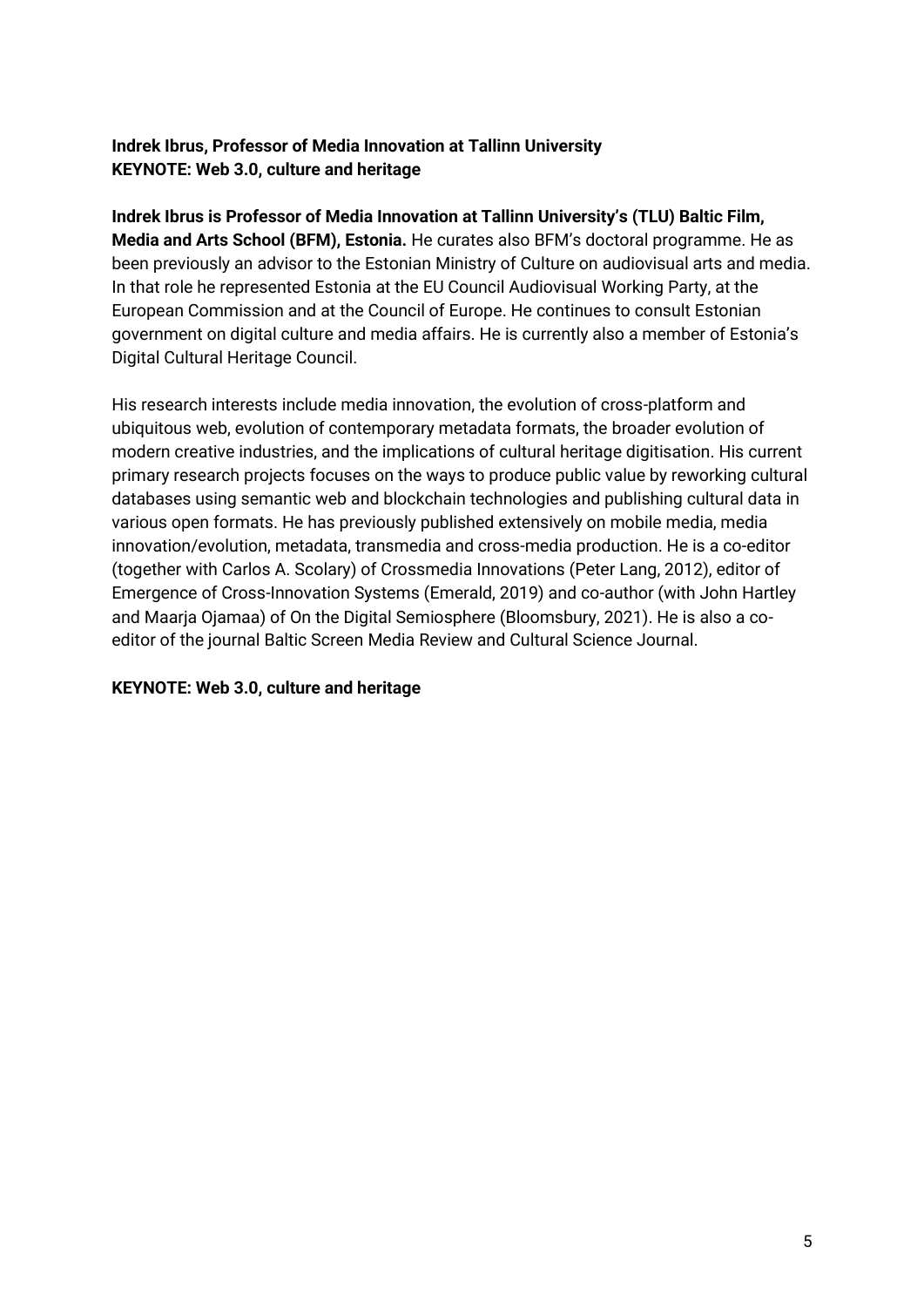**Indrek Ibrus, Professor of Media Innovation at Tallinn University**
**KEYNOTE: Web 3.0, culture and heritage**

**Indrek Ibrus is Professor of Media Innovation at Tallinn University's (TLU) Baltic Film, Media and Arts School (BFM), Estonia.** He curates also BFM's doctoral programme. He as been previously an advisor to the Estonian Ministry of Culture on audiovisual arts and media. In that role he represented Estonia at the EU Council Audiovisual Working Party, at the European Commission and at the Council of Europe. He continues to consult Estonian government on digital culture and media affairs. He is currently also a member of Estonia's Digital Cultural Heritage Council.

His research interests include media innovation, the evolution of cross-platform and ubiquitous web, evolution of contemporary metadata formats, the broader evolution of modern creative industries, and the implications of cultural heritage digitisation. His current primary research projects focuses on the ways to produce public value by reworking cultural databases using semantic web and blockchain technologies and publishing cultural data in various open formats. He has previously published extensively on mobile media, media innovation/evolution, metadata, transmedia and cross-media production. He is a co-editor (together with Carlos A. Scolary) of Crossmedia Innovations (Peter Lang, 2012), editor of Emergence of Cross-Innovation Systems (Emerald, 2019) and co-author (with John Hartley and Maarja Ojamaa) of On the Digital Semiosphere (Bloomsbury, 2021). He is also a co-editor of the journal Baltic Screen Media Review and Cultural Science Journal.

**KEYNOTE: Web 3.0, culture and heritage**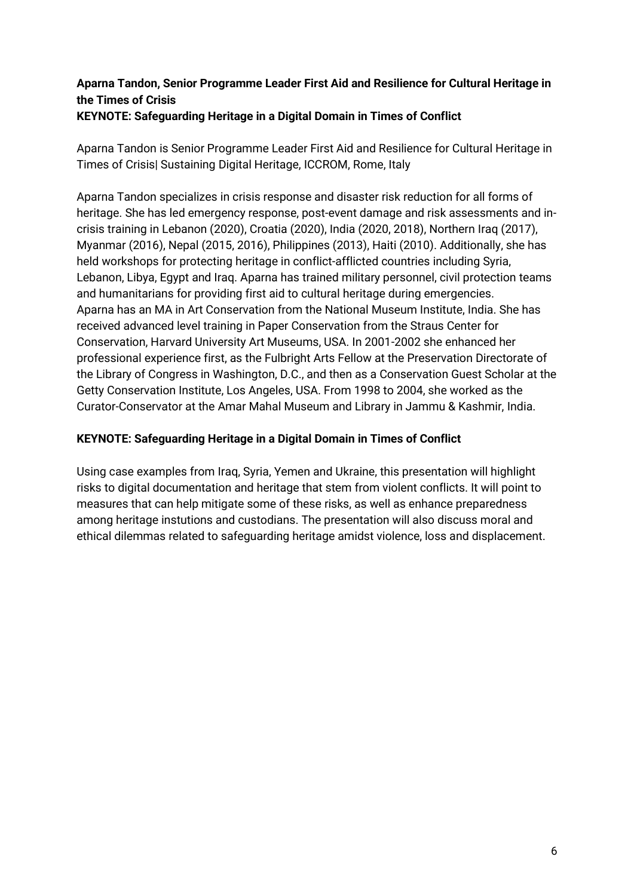**Aparna Tandon, Senior Programme Leader First Aid and Resilience for Cultural Heritage in the Times of Crisis**
**KEYNOTE: Safeguarding Heritage in a Digital Domain in Times of Conflict**

Aparna Tandon is Senior Programme Leader First Aid and Resilience for Cultural Heritage in Times of Crisis| Sustaining Digital Heritage, ICCROM, Rome, Italy

Aparna Tandon specializes in crisis response and disaster risk reduction for all forms of heritage. She has led emergency response, post-event damage and risk assessments and in-crisis training in Lebanon (2020), Croatia (2020), India (2020, 2018), Northern Iraq (2017), Myanmar (2016), Nepal (2015, 2016), Philippines (2013), Haiti (2010). Additionally, she has held workshops for protecting heritage in conflict-afflicted countries including Syria, Lebanon, Libya, Egypt and Iraq. Aparna has trained military personnel, civil protection teams and humanitarians for providing first aid to cultural heritage during emergencies.
Aparna has an MA in Art Conservation from the National Museum Institute, India. She has received advanced level training in Paper Conservation from the Straus Center for Conservation, Harvard University Art Museums, USA. In 2001-2002 she enhanced her professional experience first, as the Fulbright Arts Fellow at the Preservation Directorate of the Library of Congress in Washington, D.C., and then as a Conservation Guest Scholar at the Getty Conservation Institute, Los Angeles, USA. From 1998 to 2004, she worked as the Curator-Conservator at the Amar Mahal Museum and Library in Jammu & Kashmir, India.

**KEYNOTE: Safeguarding Heritage in a Digital Domain in Times of Conflict**

Using case examples from Iraq, Syria, Yemen and Ukraine, this presentation will highlight risks to digital documentation and heritage that stem from violent conflicts. It will point to measures that can help mitigate some of these risks, as well as enhance preparedness among heritage instutions and custodians. The presentation will also discuss moral and ethical dilemmas related to safeguarding heritage amidst violence, loss and displacement.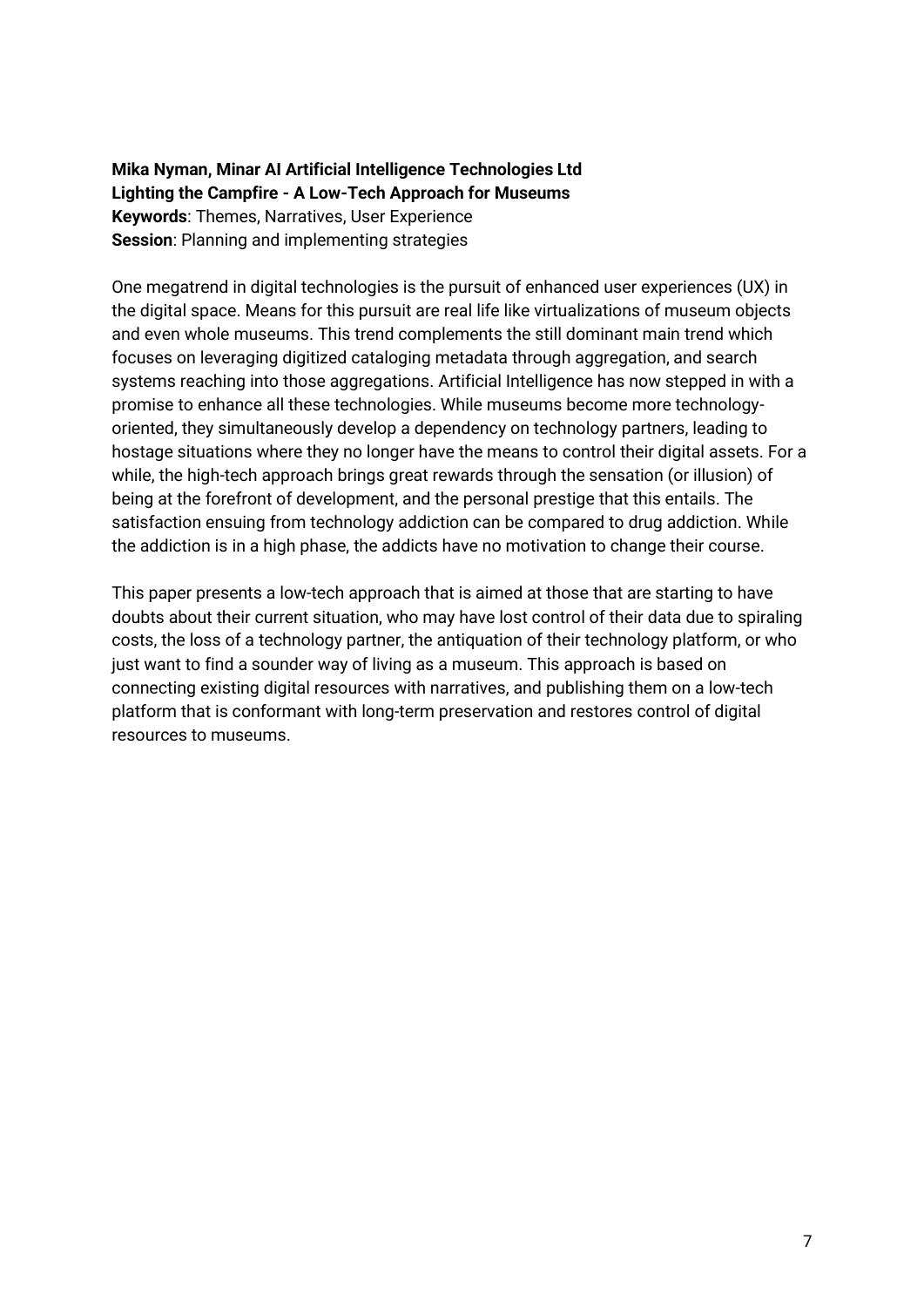**Mika Nyman, Minar AI Artificial Intelligence Technologies Ltd**
**Lighting the Campfire - A Low-Tech Approach for Museums**
**Keywords**: Themes, Narratives, User Experience
**Session**: Planning and implementing strategies

One megatrend in digital technologies is the pursuit of enhanced user experiences (UX) in the digital space. Means for this pursuit are real life like virtualizations of museum objects and even whole museums. This trend complements the still dominant main trend which focuses on leveraging digitized cataloging metadata through aggregation, and search systems reaching into those aggregations. Artificial Intelligence has now stepped in with a promise to enhance all these technologies. While museums become more technology-oriented, they simultaneously develop a dependency on technology partners, leading to hostage situations where they no longer have the means to control their digital assets. For a while, the high-tech approach brings great rewards through the sensation (or illusion) of being at the forefront of development, and the personal prestige that this entails. The satisfaction ensuing from technology addiction can be compared to drug addiction. While the addiction is in a high phase, the addicts have no motivation to change their course.

This paper presents a low-tech approach that is aimed at those that are starting to have doubts about their current situation, who may have lost control of their data due to spiraling costs, the loss of a technology partner, the antiquation of their technology platform, or who just want to find a sounder way of living as a museum. This approach is based on connecting existing digital resources with narratives, and publishing them on a low-tech platform that is conformant with long-term preservation and restores control of digital resources to museums.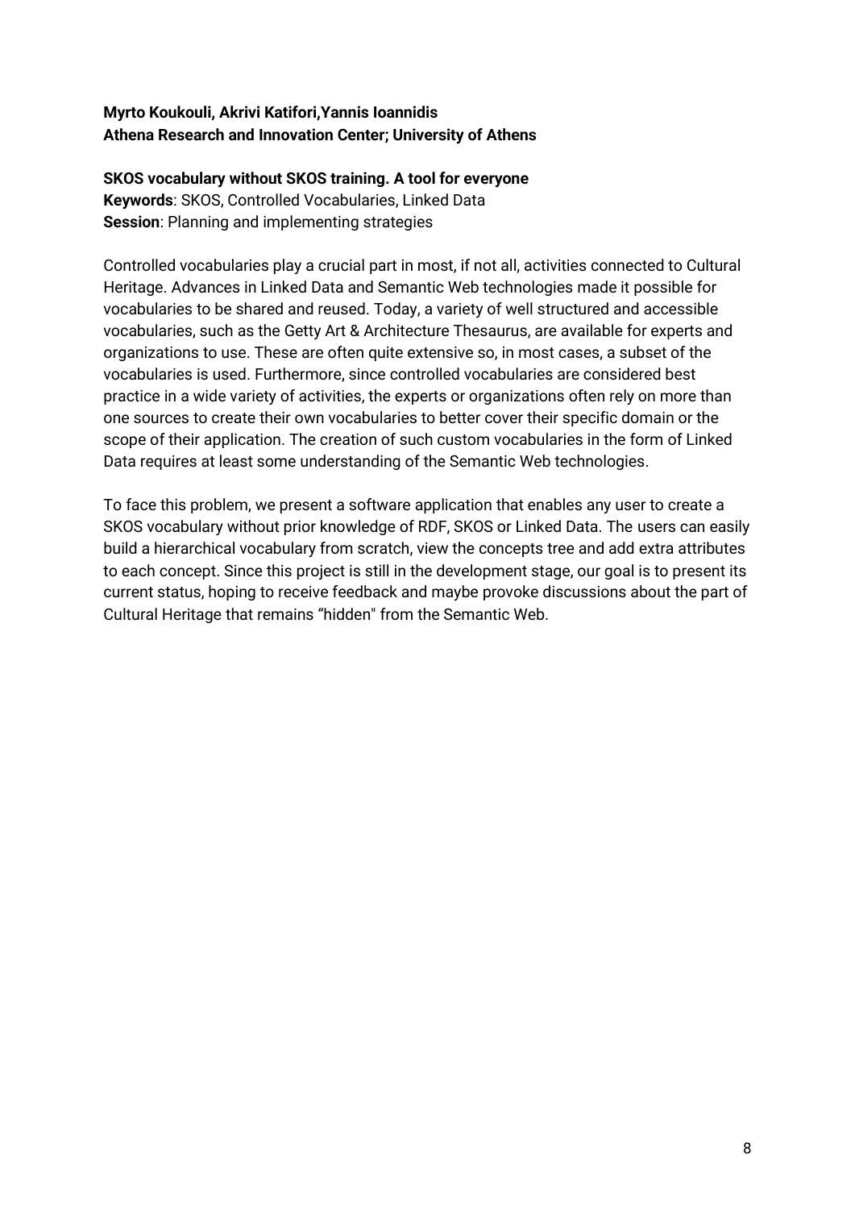**Myrto Koukouli, Akrivi Katifori,Yannis Ioannidis**
**Athena Research and Innovation Center; University of Athens**

**SKOS vocabulary without SKOS training. A tool for everyone**
**Keywords**: SKOS, Controlled Vocabularies, Linked Data
**Session**: Planning and implementing strategies

Controlled vocabularies play a crucial part in most, if not all, activities connected to Cultural Heritage. Advances in Linked Data and Semantic Web technologies made it possible for vocabularies to be shared and reused. Today, a variety of well structured and accessible vocabularies, such as the Getty Art & Architecture Thesaurus, are available for experts and organizations to use. These are often quite extensive so, in most cases, a subset of the vocabularies is used. Furthermore, since controlled vocabularies are considered best practice in a wide variety of activities, the experts or organizations often rely on more than one sources to create their own vocabularies to better cover their specific domain or the scope of their application. The creation of such custom vocabularies in the form of Linked Data requires at least some understanding of the Semantic Web technologies.

To face this problem, we present a software application that enables any user to create a SKOS vocabulary without prior knowledge of RDF, SKOS or Linked Data. The users can easily build a hierarchical vocabulary from scratch, view the concepts tree and add extra attributes to each concept. Since this project is still in the development stage, our goal is to present its current status, hoping to receive feedback and maybe provoke discussions about the part of Cultural Heritage that remains "hidden" from the Semantic Web.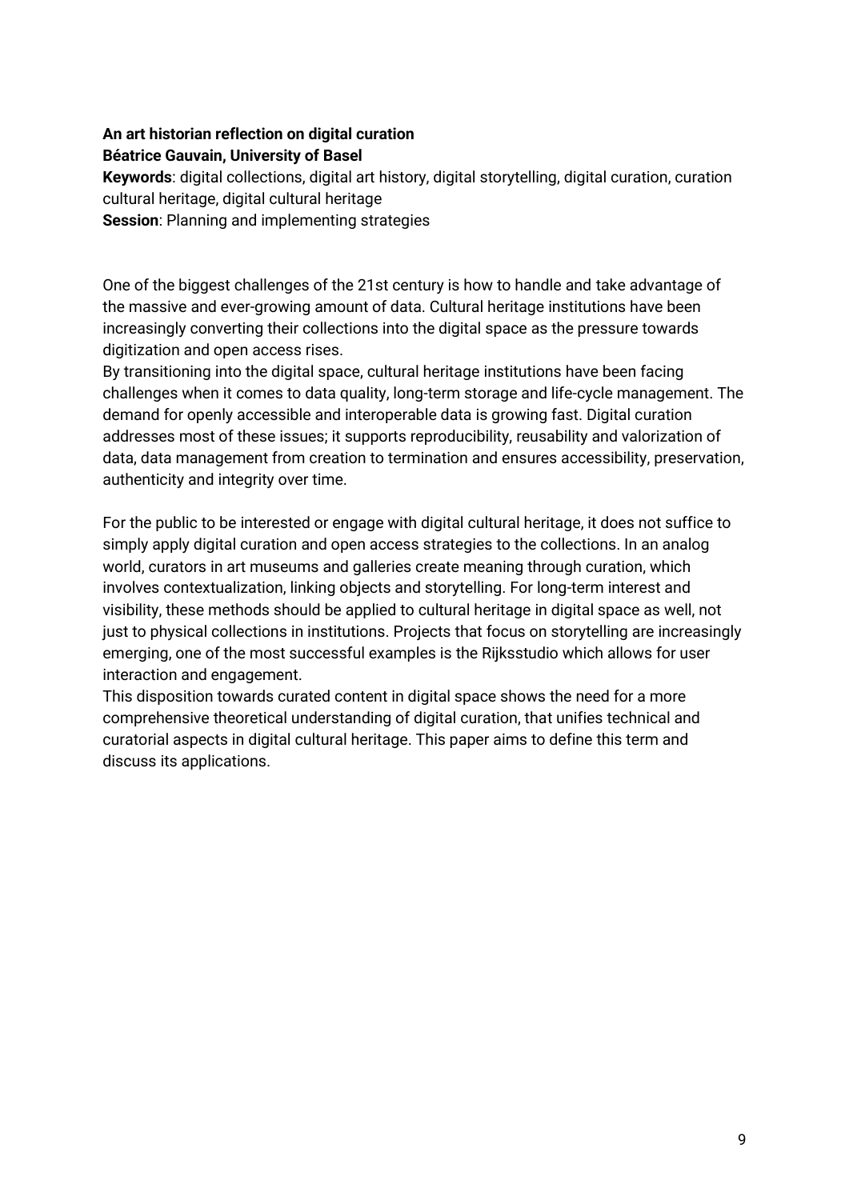**An art historian reflection on digital curation**
**Béatrice Gauvain, University of Basel**
**Keywords**: digital collections, digital art history, digital storytelling, digital curation, curation cultural heritage, digital cultural heritage
**Session**: Planning and implementing strategies

One of the biggest challenges of the 21st century is how to handle and take advantage of the massive and ever-growing amount of data. Cultural heritage institutions have been increasingly converting their collections into the digital space as the pressure towards digitization and open access rises.
By transitioning into the digital space, cultural heritage institutions have been facing challenges when it comes to data quality, long-term storage and life-cycle management. The demand for openly accessible and interoperable data is growing fast. Digital curation addresses most of these issues; it supports reproducibility, reusability and valorization of data, data management from creation to termination and ensures accessibility, preservation, authenticity and integrity over time.

For the public to be interested or engage with digital cultural heritage, it does not suffice to simply apply digital curation and open access strategies to the collections. In an analog world, curators in art museums and galleries create meaning through curation, which involves contextualization, linking objects and storytelling. For long-term interest and visibility, these methods should be applied to cultural heritage in digital space as well, not just to physical collections in institutions. Projects that focus on storytelling are increasingly emerging, one of the most successful examples is the Rijksstudio which allows for user interaction and engagement.
This disposition towards curated content in digital space shows the need for a more comprehensive theoretical understanding of digital curation, that unifies technical and curatorial aspects in digital cultural heritage. This paper aims to define this term and discuss its applications.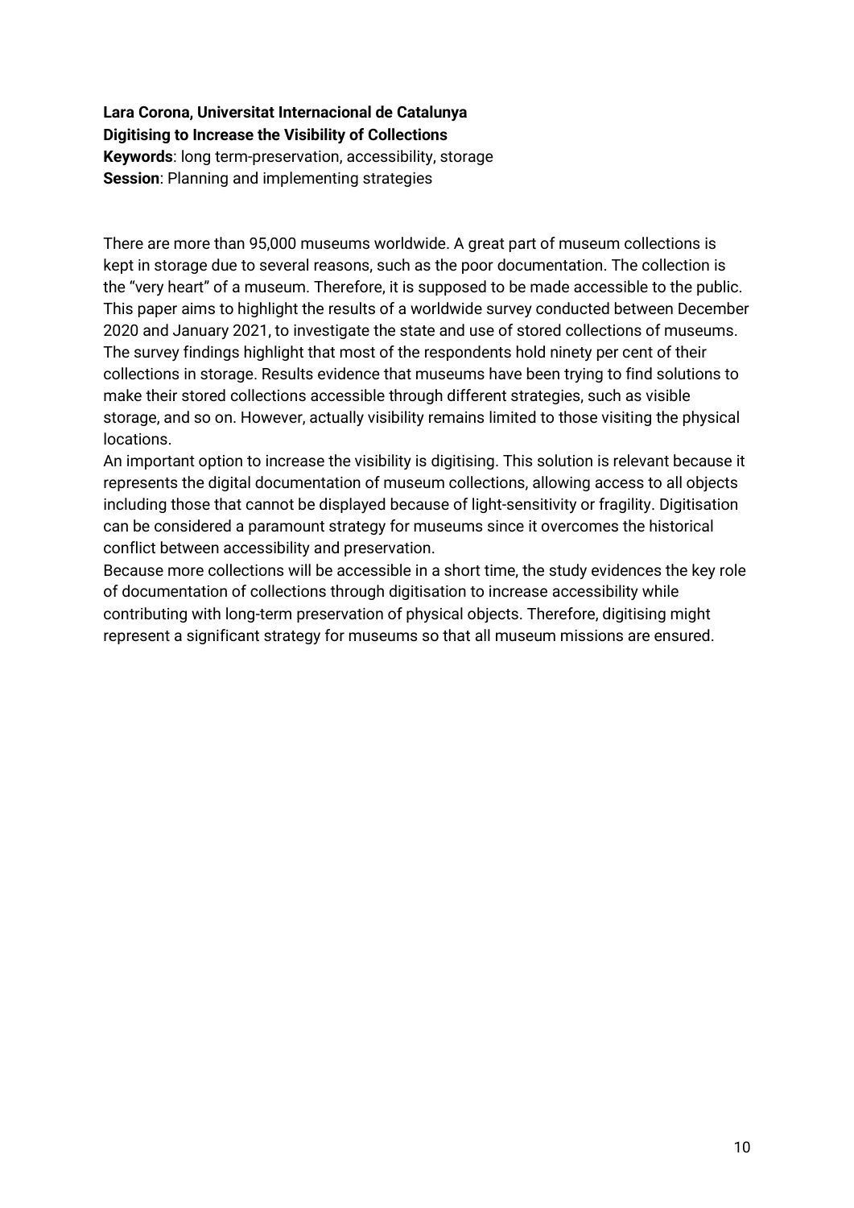**Lara Corona, Universitat Internacional de Catalunya**
**Digitising to Increase the Visibility of Collections**
**Keywords**: long term-preservation, accessibility, storage
**Session**: Planning and implementing strategies

There are more than 95,000 museums worldwide. A great part of museum collections is kept in storage due to several reasons, such as the poor documentation. The collection is the "very heart" of a museum. Therefore, it is supposed to be made accessible to the public. This paper aims to highlight the results of a worldwide survey conducted between December 2020 and January 2021, to investigate the state and use of stored collections of museums. The survey findings highlight that most of the respondents hold ninety per cent of their collections in storage. Results evidence that museums have been trying to find solutions to make their stored collections accessible through different strategies, such as visible storage, and so on. However, actually visibility remains limited to those visiting the physical locations.

An important option to increase the visibility is digitising. This solution is relevant because it represents the digital documentation of museum collections, allowing access to all objects including those that cannot be displayed because of light-sensitivity or fragility. Digitisation can be considered a paramount strategy for museums since it overcomes the historical conflict between accessibility and preservation.

Because more collections will be accessible in a short time, the study evidences the key role of documentation of collections through digitisation to increase accessibility while contributing with long-term preservation of physical objects. Therefore, digitising might represent a significant strategy for museums so that all museum missions are ensured.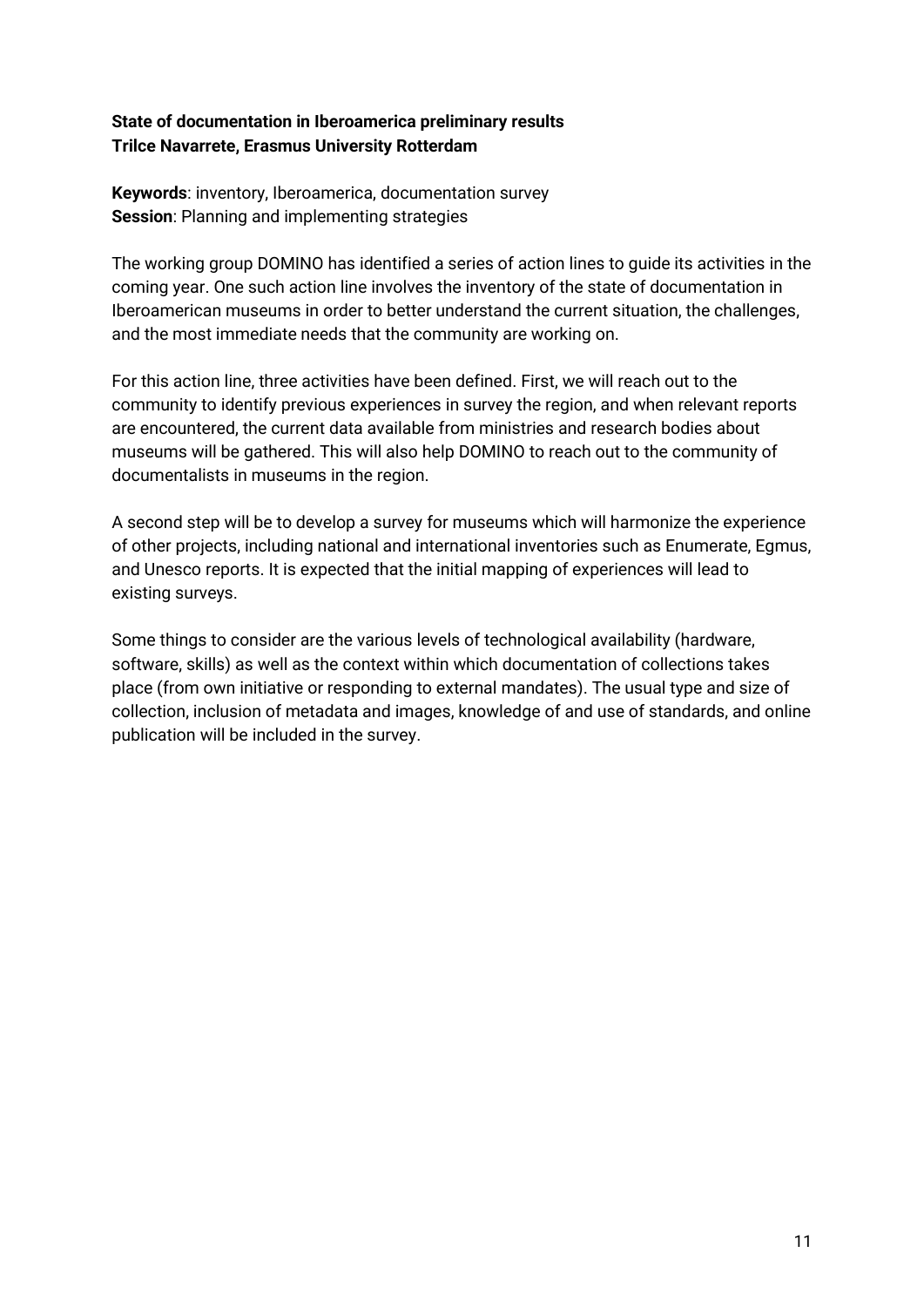**State of documentation in Iberoamerica preliminary results**
**Trilce Navarrete, Erasmus University Rotterdam**

**Keywords**: inventory, Iberoamerica, documentation survey
**Session**: Planning and implementing strategies

The working group DOMINO has identified a series of action lines to guide its activities in the coming year. One such action line involves the inventory of the state of documentation in Iberoamerican museums in order to better understand the current situation, the challenges, and the most immediate needs that the community are working on.

For this action line, three activities have been defined. First, we will reach out to the community to identify previous experiences in survey the region, and when relevant reports are encountered, the current data available from ministries and research bodies about museums will be gathered. This will also help DOMINO to reach out to the community of documentalists in museums in the region.

A second step will be to develop a survey for museums which will harmonize the experience of other projects, including national and international inventories such as Enumerate, Egmus, and Unesco reports. It is expected that the initial mapping of experiences will lead to existing surveys.

Some things to consider are the various levels of technological availability (hardware, software, skills) as well as the context within which documentation of collections takes place (from own initiative or responding to external mandates). The usual type and size of collection, inclusion of metadata and images, knowledge of and use of standards, and online publication will be included in the survey.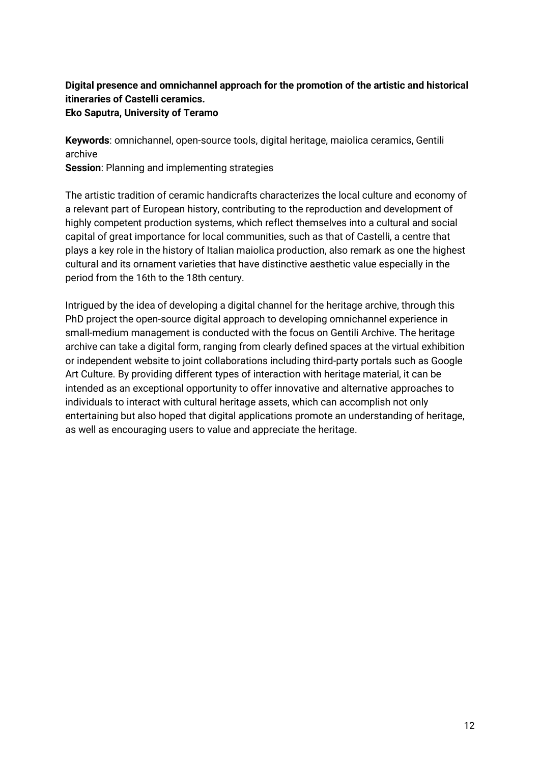**Digital presence and omnichannel approach for the promotion of the artistic and historical itineraries of Castelli ceramics.**
**Eko Saputra, University of Teramo**

**Keywords**: omnichannel, open-source tools, digital heritage, maiolica ceramics, Gentili archive
**Session**: Planning and implementing strategies

The artistic tradition of ceramic handicrafts characterizes the local culture and economy of a relevant part of European history, contributing to the reproduction and development of highly competent production systems, which reflect themselves into a cultural and social capital of great importance for local communities, such as that of Castelli, a centre that plays a key role in the history of Italian maiolica production, also remark as one the highest cultural and its ornament varieties that have distinctive aesthetic value especially in the period from the 16th to the 18th century.

Intrigued by the idea of developing a digital channel for the heritage archive, through this PhD project the open-source digital approach to developing omnichannel experience in small-medium management is conducted with the focus on Gentili Archive. The heritage archive can take a digital form, ranging from clearly defined spaces at the virtual exhibition or independent website to joint collaborations including third-party portals such as Google Art Culture. By providing different types of interaction with heritage material, it can be intended as an exceptional opportunity to offer innovative and alternative approaches to individuals to interact with cultural heritage assets, which can accomplish not only entertaining but also hoped that digital applications promote an understanding of heritage, as well as encouraging users to value and appreciate the heritage.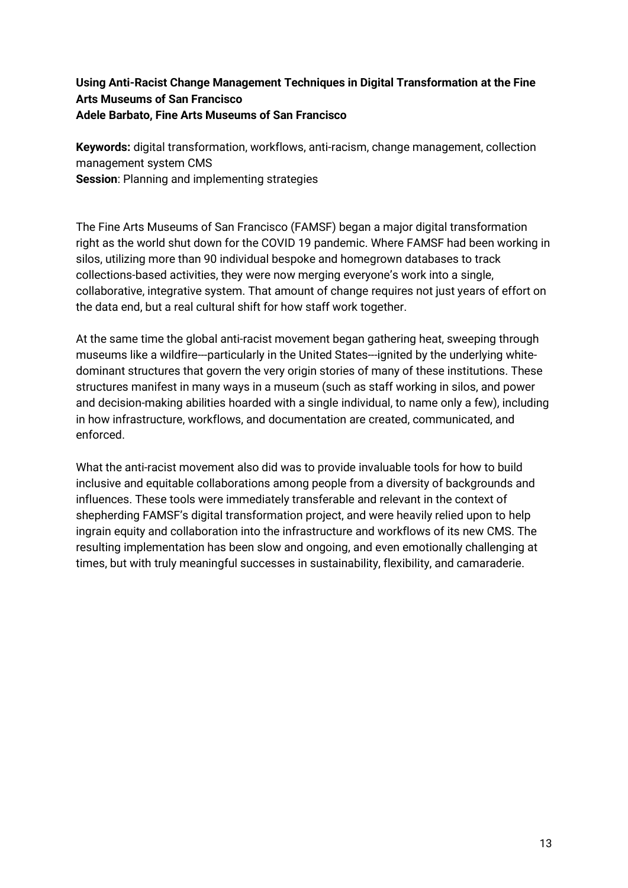**Using Anti-Racist Change Management Techniques in Digital Transformation at the Fine Arts Museums of San Francisco**
**Adele Barbato, Fine Arts Museums of San Francisco**

**Keywords:** digital transformation, workflows, anti-racism, change management, collection management system CMS
**Session**: Planning and implementing strategies

The Fine Arts Museums of San Francisco (FAMSF) began a major digital transformation right as the world shut down for the COVID 19 pandemic. Where FAMSF had been working in silos, utilizing more than 90 individual bespoke and homegrown databases to track collections-based activities, they were now merging everyone's work into a single, collaborative, integrative system. That amount of change requires not just years of effort on the data end, but a real cultural shift for how staff work together.

At the same time the global anti-racist movement began gathering heat, sweeping through museums like a wildfire---particularly in the United States---ignited by the underlying white-dominant structures that govern the very origin stories of many of these institutions. These structures manifest in many ways in a museum (such as staff working in silos, and power and decision-making abilities hoarded with a single individual, to name only a few), including in how infrastructure, workflows, and documentation are created, communicated, and enforced.

What the anti-racist movement also did was to provide invaluable tools for how to build inclusive and equitable collaborations among people from a diversity of backgrounds and influences. These tools were immediately transferable and relevant in the context of shepherding FAMSF's digital transformation project, and were heavily relied upon to help ingrain equity and collaboration into the infrastructure and workflows of its new CMS. The resulting implementation has been slow and ongoing, and even emotionally challenging at times, but with truly meaningful successes in sustainability, flexibility, and camaraderie.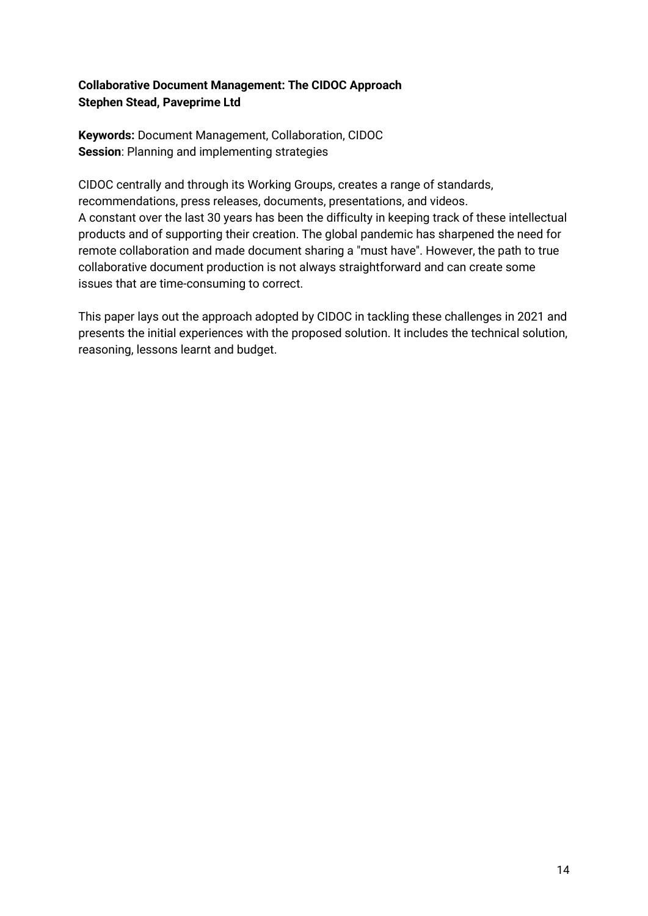**Collaborative Document Management: The CIDOC Approach**
**Stephen Stead, Paveprime Ltd**

**Keywords:** Document Management, Collaboration, CIDOC
**Session**: Planning and implementing strategies

CIDOC centrally and through its Working Groups, creates a range of standards, recommendations, press releases, documents, presentations, and videos.
A constant over the last 30 years has been the difficulty in keeping track of these intellectual products and of supporting their creation. The global pandemic has sharpened the need for remote collaboration and made document sharing a "must have". However, the path to true collaborative document production is not always straightforward and can create some issues that are time-consuming to correct.

This paper lays out the approach adopted by CIDOC in tackling these challenges in 2021 and presents the initial experiences with the proposed solution. It includes the technical solution, reasoning, lessons learnt and budget.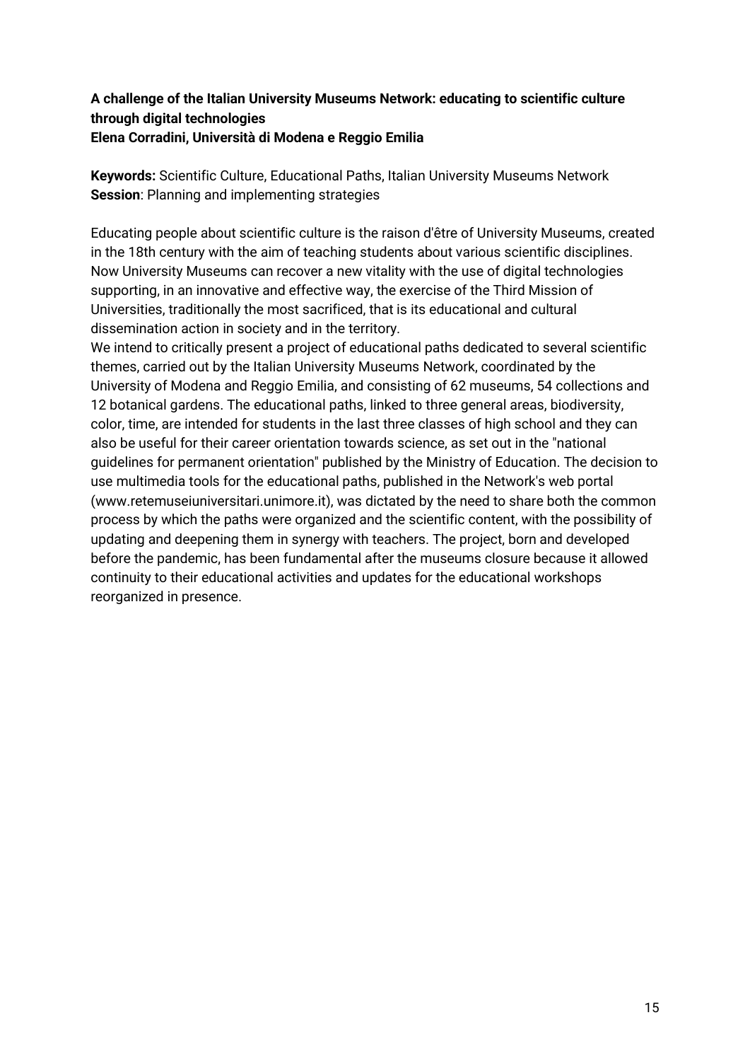**A challenge of the Italian University Museums Network: educating to scientific culture through digital technologies**
**Elena Corradini, Università di Modena e Reggio Emilia**

**Keywords:** Scientific Culture, Educational Paths, Italian University Museums Network
**Session**: Planning and implementing strategies

Educating people about scientific culture is the raison d'être of University Museums, created in the 18th century with the aim of teaching students about various scientific disciplines. Now University Museums can recover a new vitality with the use of digital technologies supporting, in an innovative and effective way, the exercise of the Third Mission of Universities, traditionally the most sacrificed, that is its educational and cultural dissemination action in society and in the territory.
We intend to critically present a project of educational paths dedicated to several scientific themes, carried out by the Italian University Museums Network, coordinated by the University of Modena and Reggio Emilia, and consisting of 62 museums, 54 collections and 12 botanical gardens. The educational paths, linked to three general areas, biodiversity, color, time, are intended for students in the last three classes of high school and they can also be useful for their career orientation towards science, as set out in the "national guidelines for permanent orientation" published by the Ministry of Education. The decision to use multimedia tools for the educational paths, published in the Network's web portal (www.retemuseiuniversitari.unimore.it), was dictated by the need to share both the common process by which the paths were organized and the scientific content, with the possibility of updating and deepening them in synergy with teachers. The project, born and developed before the pandemic, has been fundamental after the museums closure because it allowed continuity to their educational activities and updates for the educational workshops reorganized in presence.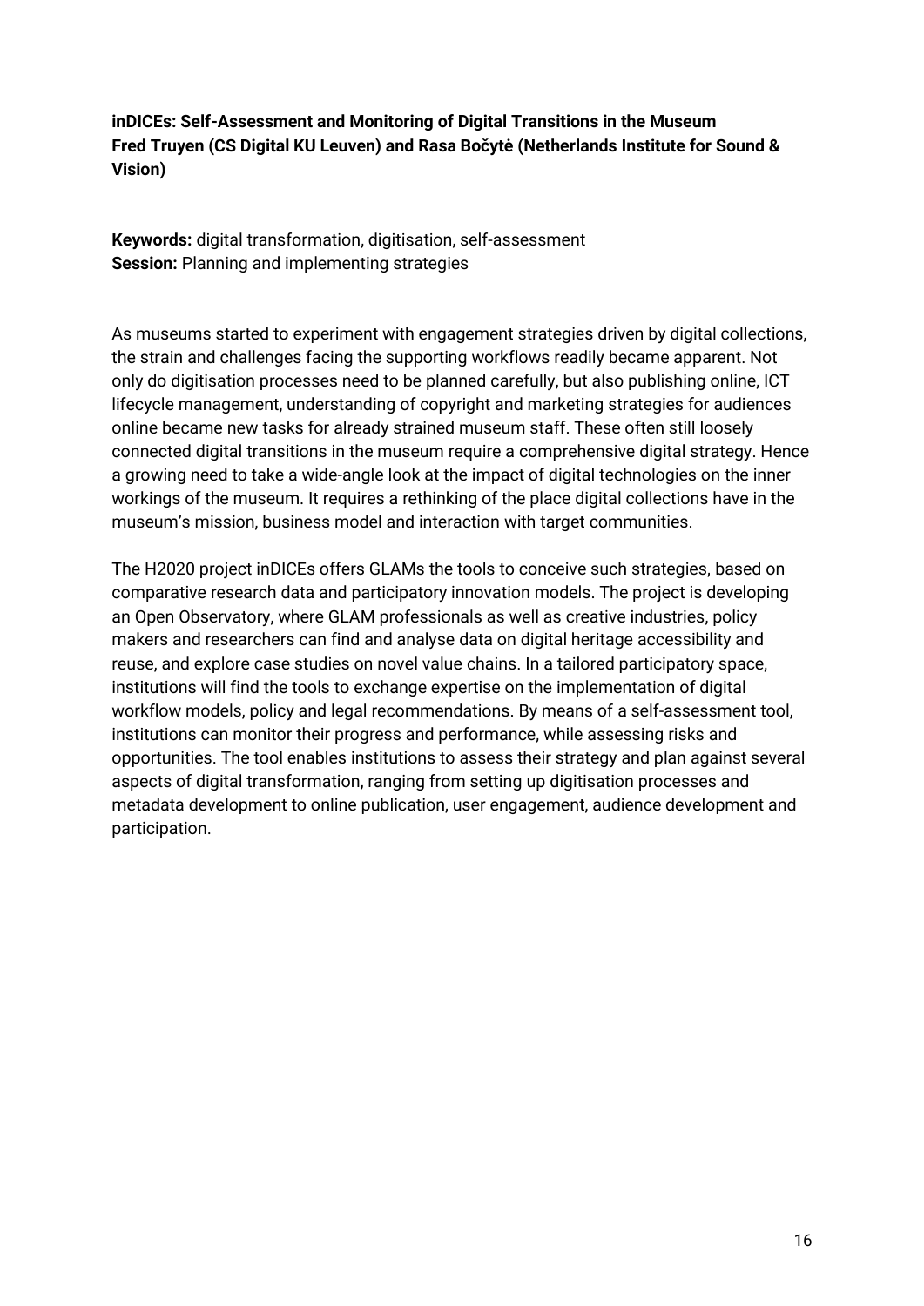**inDICEs: Self-Assessment and Monitoring of Digital Transitions in the Museum**
**Fred Truyen (CS Digital KU Leuven) and Rasa Bočytė (Netherlands Institute for Sound & Vision)**

**Keywords:** digital transformation, digitisation, self-assessment
**Session:** Planning and implementing strategies

As museums started to experiment with engagement strategies driven by digital collections, the strain and challenges facing the supporting workflows readily became apparent. Not only do digitisation processes need to be planned carefully, but also publishing online, ICT lifecycle management, understanding of copyright and marketing strategies for audiences online became new tasks for already strained museum staff. These often still loosely connected digital transitions in the museum require a comprehensive digital strategy. Hence a growing need to take a wide-angle look at the impact of digital technologies on the inner workings of the museum. It requires a rethinking of the place digital collections have in the museum's mission, business model and interaction with target communities.

The H2020 project inDICEs offers GLAMs the tools to conceive such strategies, based on comparative research data and participatory innovation models. The project is developing an Open Observatory, where GLAM professionals as well as creative industries, policy makers and researchers can find and analyse data on digital heritage accessibility and reuse, and explore case studies on novel value chains. In a tailored participatory space, institutions will find the tools to exchange expertise on the implementation of digital workflow models, policy and legal recommendations. By means of a self-assessment tool, institutions can monitor their progress and performance, while assessing risks and opportunities. The tool enables institutions to assess their strategy and plan against several aspects of digital transformation, ranging from setting up digitisation processes and metadata development to online publication, user engagement, audience development and participation.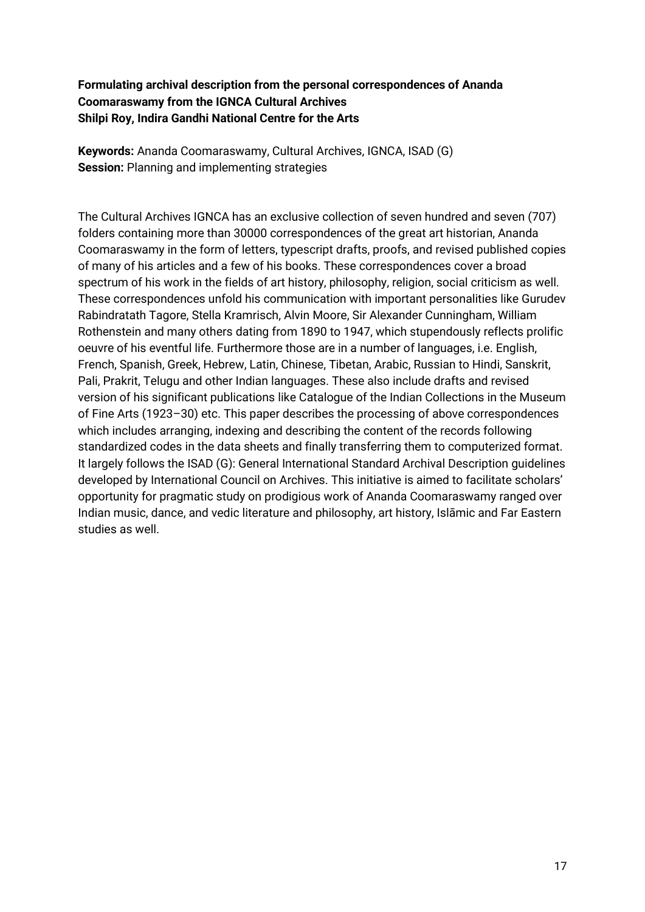**Formulating archival description from the personal correspondences of Ananda Coomaraswamy from the IGNCA Cultural Archives**
**Shilpi Roy, Indira Gandhi National Centre for the Arts**

**Keywords:** Ananda Coomaraswamy, Cultural Archives, IGNCA, ISAD (G)
**Session:** Planning and implementing strategies

The Cultural Archives IGNCA has an exclusive collection of seven hundred and seven (707) folders containing more than 30000 correspondences of the great art historian, Ananda Coomaraswamy in the form of letters, typescript drafts, proofs, and revised published copies of many of his articles and a few of his books. These correspondences cover a broad spectrum of his work in the fields of art history, philosophy, religion, social criticism as well. These correspondences unfold his communication with important personalities like Gurudev Rabindratath Tagore, Stella Kramrisch, Alvin Moore, Sir Alexander Cunningham, William Rothenstein and many others dating from 1890 to 1947, which stupendously reflects prolific oeuvre of his eventful life. Furthermore those are in a number of languages, i.e. English, French, Spanish, Greek, Hebrew, Latin, Chinese, Tibetan, Arabic, Russian to Hindi, Sanskrit, Pali, Prakrit, Telugu and other Indian languages. These also include drafts and revised version of his significant publications like Catalogue of the Indian Collections in the Museum of Fine Arts (1923–30) etc. This paper describes the processing of above correspondences which includes arranging, indexing and describing the content of the records following standardized codes in the data sheets and finally transferring them to computerized format. It largely follows the ISAD (G): General International Standard Archival Description guidelines developed by International Council on Archives. This initiative is aimed to facilitate scholars' opportunity for pragmatic study on prodigious work of Ananda Coomaraswamy ranged over Indian music, dance, and vedic literature and philosophy, art history, Islāmic and Far Eastern studies as well.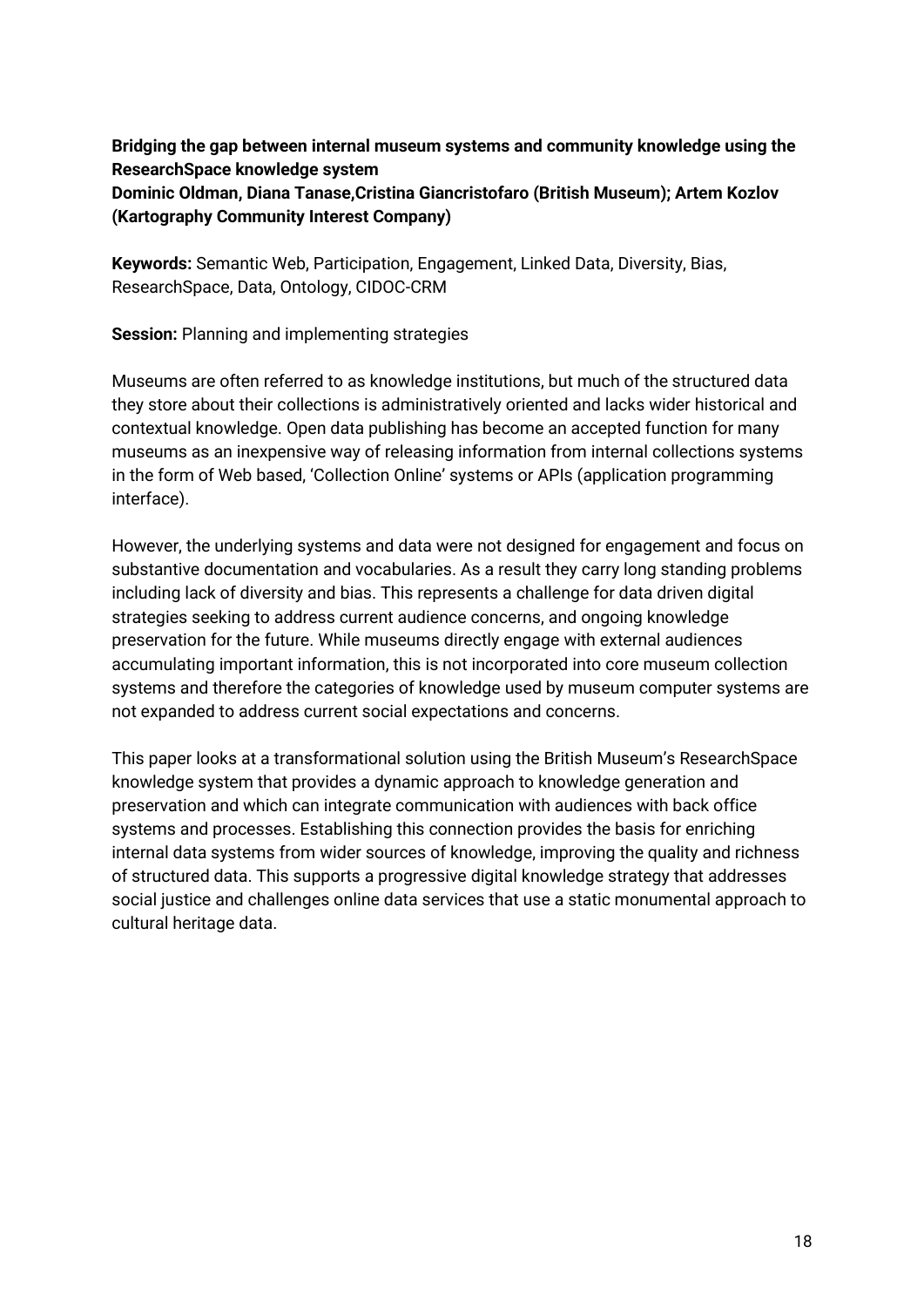**Bridging the gap between internal museum systems and community knowledge using the ResearchSpace knowledge system**
**Dominic Oldman, Diana Tanase,Cristina Giancristofaro (British Museum); Artem Kozlov (Kartography Community Interest Company)**

**Keywords:** Semantic Web, Participation, Engagement, Linked Data, Diversity, Bias, ResearchSpace, Data, Ontology, CIDOC-CRM

**Session:** Planning and implementing strategies

Museums are often referred to as knowledge institutions, but much of the structured data they store about their collections is administratively oriented and lacks wider historical and contextual knowledge. Open data publishing has become an accepted function for many museums as an inexpensive way of releasing information from internal collections systems in the form of Web based, 'Collection Online' systems or APIs (application programming interface).

However, the underlying systems and data were not designed for engagement and focus on substantive documentation and vocabularies. As a result they carry long standing problems including lack of diversity and bias. This represents a challenge for data driven digital strategies seeking to address current audience concerns, and ongoing knowledge preservation for the future. While museums directly engage with external audiences accumulating important information, this is not incorporated into core museum collection systems and therefore the categories of knowledge used by museum computer systems are not expanded to address current social expectations and concerns.

This paper looks at a transformational solution using the British Museum's ResearchSpace knowledge system that provides a dynamic approach to knowledge generation and preservation and which can integrate communication with audiences with back office systems and processes. Establishing this connection provides the basis for enriching internal data systems from wider sources of knowledge, improving the quality and richness of structured data. This supports a progressive digital knowledge strategy that addresses social justice and challenges online data services that use a static monumental approach to cultural heritage data.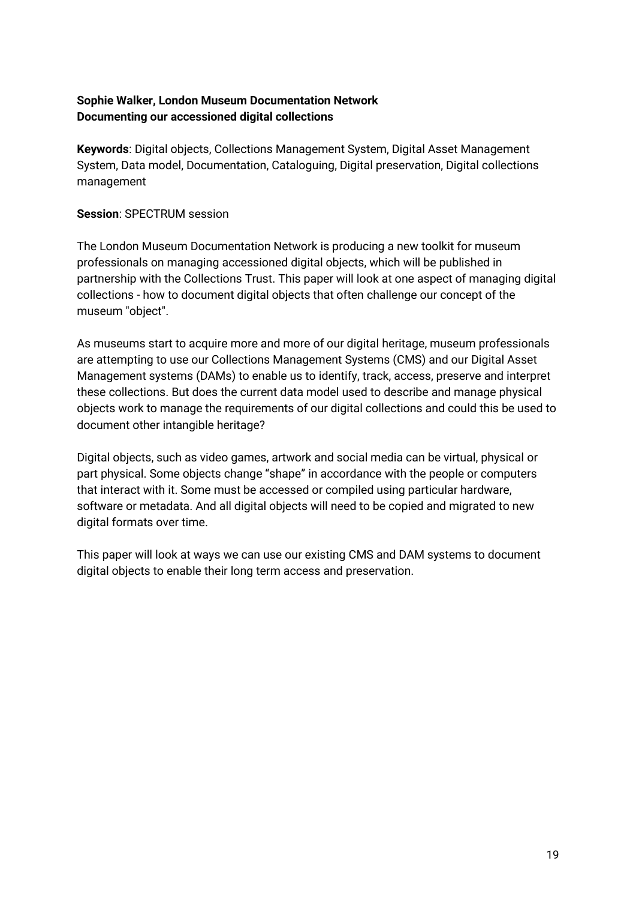**Sophie Walker, London Museum Documentation Network**
**Documenting our accessioned digital collections**

**Keywords**: Digital objects, Collections Management System, Digital Asset Management System, Data model, Documentation, Cataloguing, Digital preservation, Digital collections management

**Session**: SPECTRUM session

The London Museum Documentation Network is producing a new toolkit for museum professionals on managing accessioned digital objects, which will be published in partnership with the Collections Trust. This paper will look at one aspect of managing digital collections - how to document digital objects that often challenge our concept of the museum "object".

As museums start to acquire more and more of our digital heritage, museum professionals are attempting to use our Collections Management Systems (CMS) and our Digital Asset Management systems (DAMs) to enable us to identify, track, access, preserve and interpret these collections. But does the current data model used to describe and manage physical objects work to manage the requirements of our digital collections and could this be used to document other intangible heritage?

Digital objects, such as video games, artwork and social media can be virtual, physical or part physical. Some objects change "shape" in accordance with the people or computers that interact with it. Some must be accessed or compiled using particular hardware, software or metadata. And all digital objects will need to be copied and migrated to new digital formats over time.

This paper will look at ways we can use our existing CMS and DAM systems to document digital objects to enable their long term access and preservation.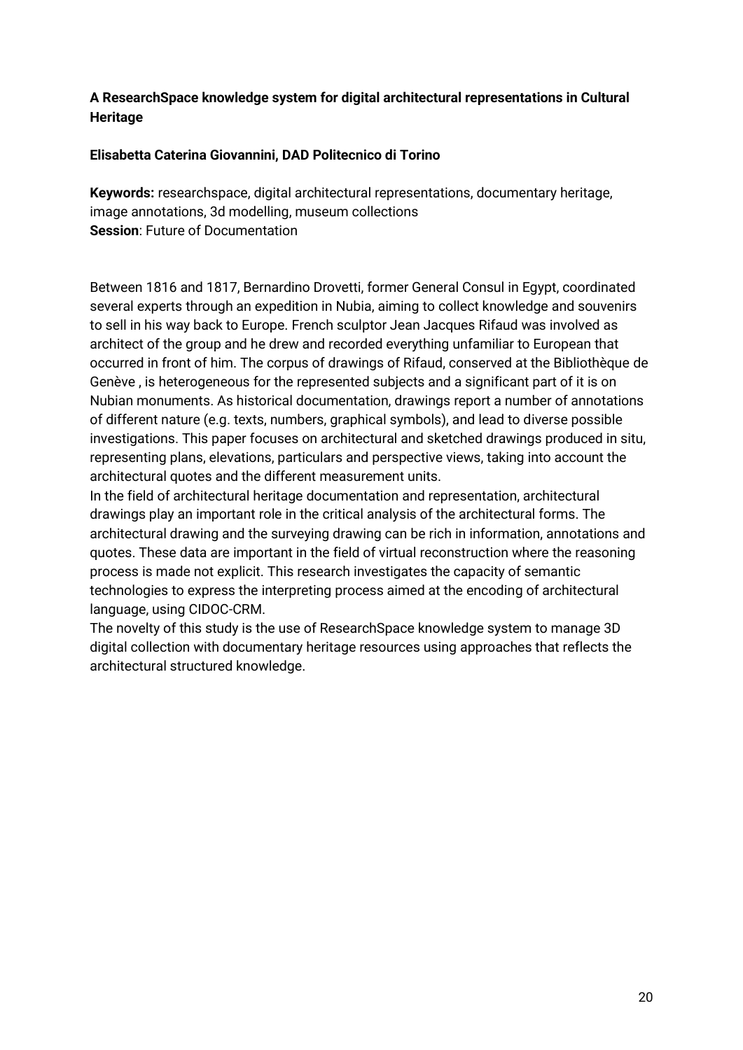**A ResearchSpace knowledge system for digital architectural representations in Cultural Heritage**

**Elisabetta Caterina Giovannini, DAD Politecnico di Torino**

**Keywords:** researchspace, digital architectural representations, documentary heritage, image annotations, 3d modelling, museum collections
**Session**: Future of Documentation

Between 1816 and 1817, Bernardino Drovetti, former General Consul in Egypt, coordinated several experts through an expedition in Nubia, aiming to collect knowledge and souvenirs to sell in his way back to Europe. French sculptor Jean Jacques Rifaud was involved as architect of the group and he drew and recorded everything unfamiliar to European that occurred in front of him. The corpus of drawings of Rifaud, conserved at the Bibliothèque de Genève , is heterogeneous for the represented subjects and a significant part of it is on Nubian monuments. As historical documentation, drawings report a number of annotations of different nature (e.g. texts, numbers, graphical symbols), and lead to diverse possible investigations. This paper focuses on architectural and sketched drawings produced in situ, representing plans, elevations, particulars and perspective views, taking into account the architectural quotes and the different measurement units.
In the field of architectural heritage documentation and representation, architectural drawings play an important role in the critical analysis of the architectural forms. The architectural drawing and the surveying drawing can be rich in information, annotations and quotes. These data are important in the field of virtual reconstruction where the reasoning process is made not explicit. This research investigates the capacity of semantic technologies to express the interpreting process aimed at the encoding of architectural language, using CIDOC-CRM.
The novelty of this study is the use of ResearchSpace knowledge system to manage 3D digital collection with documentary heritage resources using approaches that reflects the architectural structured knowledge.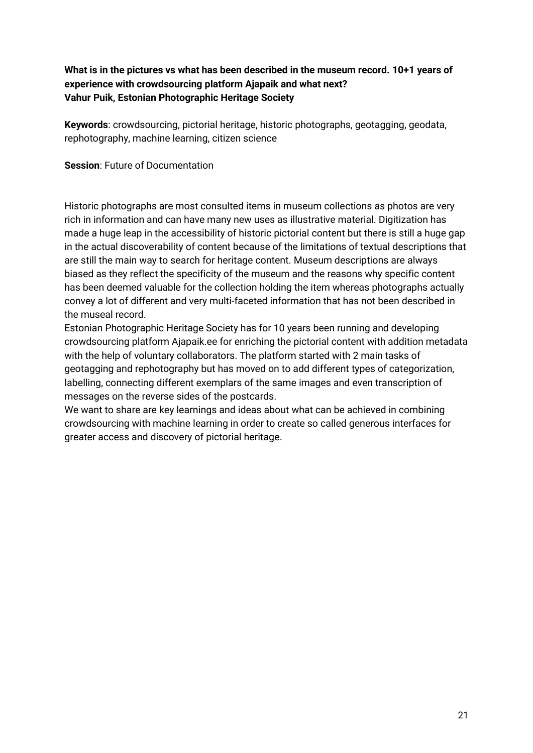**What is in the pictures vs what has been described in the museum record. 10+1 years of experience with crowdsourcing platform Ajapaik and what next?**
**Vahur Puik, Estonian Photographic Heritage Society**

**Keywords**: crowdsourcing, pictorial heritage, historic photographs, geotagging, geodata, rephotography, machine learning, citizen science

**Session**: Future of Documentation

Historic photographs are most consulted items in museum collections as photos are very rich in information and can have many new uses as illustrative material. Digitization has made a huge leap in the accessibility of historic pictorial content but there is still a huge gap in the actual discoverability of content because of the limitations of textual descriptions that are still the main way to search for heritage content. Museum descriptions are always biased as they reflect the specificity of the museum and the reasons why specific content has been deemed valuable for the collection holding the item whereas photographs actually convey a lot of different and very multi-faceted information that has not been described in the museal record.

Estonian Photographic Heritage Society has for 10 years been running and developing crowdsourcing platform Ajapaik.ee for enriching the pictorial content with addition metadata with the help of voluntary collaborators. The platform started with 2 main tasks of geotagging and rephotography but has moved on to add different types of categorization, labelling, connecting different exemplars of the same images and even transcription of messages on the reverse sides of the postcards.

We want to share are key learnings and ideas about what can be achieved in combining crowdsourcing with machine learning in order to create so called generous interfaces for greater access and discovery of pictorial heritage.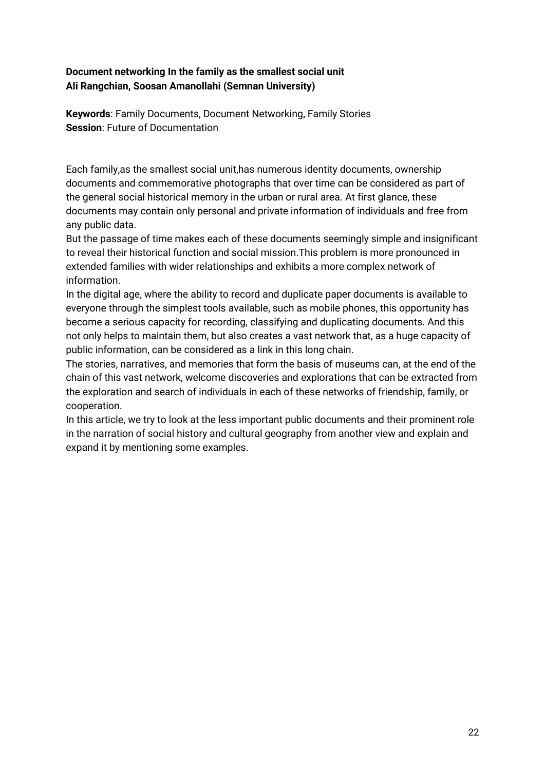**Document networking In the family as the smallest social unit**
**Ali Rangchian, Soosan Amanollahi (Semnan University)**

**Keywords**: Family Documents, Document Networking, Family Stories
**Session**: Future of Documentation

Each family,as the smallest social unit,has numerous identity documents, ownership documents and commemorative photographs that over time can be considered as part of the general social historical memory in the urban or rural area. At first glance, these documents may contain only personal and private information of individuals and free from any public data.

But the passage of time makes each of these documents seemingly simple and insignificant to reveal their historical function and social mission.This problem is more pronounced in extended families with wider relationships and exhibits a more complex network of information.

In the digital age, where the ability to record and duplicate paper documents is available to everyone through the simplest tools available, such as mobile phones, this opportunity has become a serious capacity for recording, classifying and duplicating documents. And this not only helps to maintain them, but also creates a vast network that, as a huge capacity of public information, can be considered as a link in this long chain.

The stories, narratives, and memories that form the basis of museums can, at the end of the chain of this vast network, welcome discoveries and explorations that can be extracted from the exploration and search of individuals in each of these networks of friendship, family, or cooperation.

In this article, we try to look at the less important public documents and their prominent role in the narration of social history and cultural geography from another view and explain and expand it by mentioning some examples.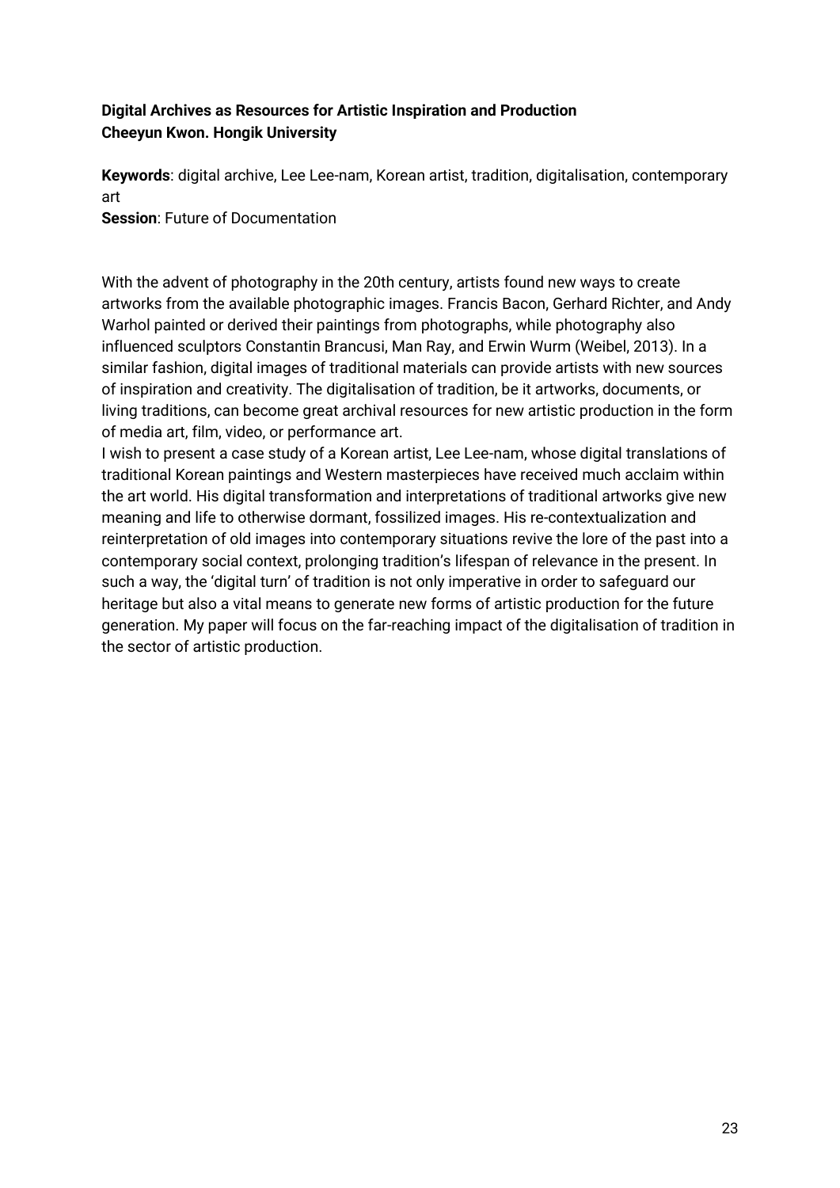**Digital Archives as Resources for Artistic Inspiration and Production**
**Cheeyun Kwon. Hongik University**

**Keywords**: digital archive, Lee Lee-nam, Korean artist, tradition, digitalisation, contemporary art
**Session**: Future of Documentation

With the advent of photography in the 20th century, artists found new ways to create artworks from the available photographic images. Francis Bacon, Gerhard Richter, and Andy Warhol painted or derived their paintings from photographs, while photography also influenced sculptors Constantin Brancusi, Man Ray, and Erwin Wurm (Weibel, 2013). In a similar fashion, digital images of traditional materials can provide artists with new sources of inspiration and creativity. The digitalisation of tradition, be it artworks, documents, or living traditions, can become great archival resources for new artistic production in the form of media art, film, video, or performance art.

I wish to present a case study of a Korean artist, Lee Lee-nam, whose digital translations of traditional Korean paintings and Western masterpieces have received much acclaim within the art world. His digital transformation and interpretations of traditional artworks give new meaning and life to otherwise dormant, fossilized images. His re-contextualization and reinterpretation of old images into contemporary situations revive the lore of the past into a contemporary social context, prolonging tradition's lifespan of relevance in the present. In such a way, the 'digital turn' of tradition is not only imperative in order to safeguard our heritage but also a vital means to generate new forms of artistic production for the future generation. My paper will focus on the far-reaching impact of the digitalisation of tradition in the sector of artistic production.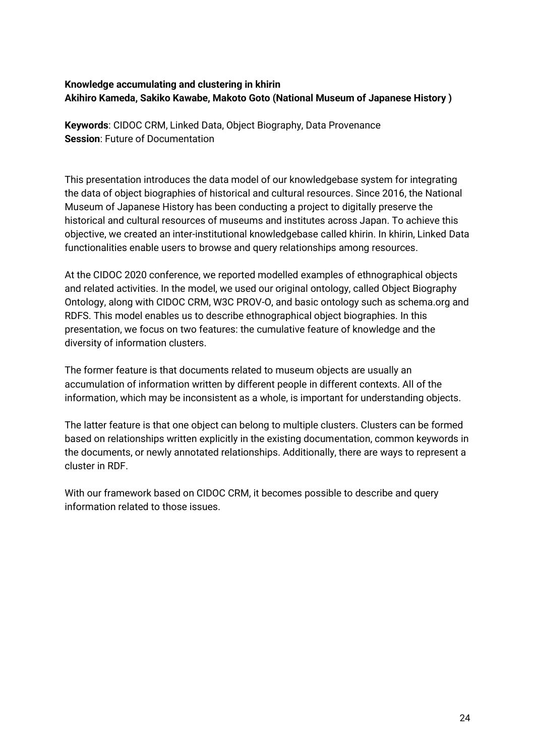**Knowledge accumulating and clustering in khirin**
**Akihiro Kameda, Sakiko Kawabe, Makoto Goto (National Museum of Japanese History )**

**Keywords**: CIDOC CRM, Linked Data, Object Biography, Data Provenance
**Session**: Future of Documentation

This presentation introduces the data model of our knowledgebase system for integrating the data of object biographies of historical and cultural resources. Since 2016, the National Museum of Japanese History has been conducting a project to digitally preserve the historical and cultural resources of museums and institutes across Japan. To achieve this objective, we created an inter-institutional knowledgebase called khirin. In khirin, Linked Data functionalities enable users to browse and query relationships among resources.

At the CIDOC 2020 conference, we reported modelled examples of ethnographical objects and related activities. In the model, we used our original ontology, called Object Biography Ontology, along with CIDOC CRM, W3C PROV-O, and basic ontology such as schema.org and RDFS. This model enables us to describe ethnographical object biographies. In this presentation, we focus on two features: the cumulative feature of knowledge and the diversity of information clusters.

The former feature is that documents related to museum objects are usually an accumulation of information written by different people in different contexts. All of the information, which may be inconsistent as a whole, is important for understanding objects.

The latter feature is that one object can belong to multiple clusters. Clusters can be formed based on relationships written explicitly in the existing documentation, common keywords in the documents, or newly annotated relationships. Additionally, there are ways to represent a cluster in RDF.

With our framework based on CIDOC CRM, it becomes possible to describe and query information related to those issues.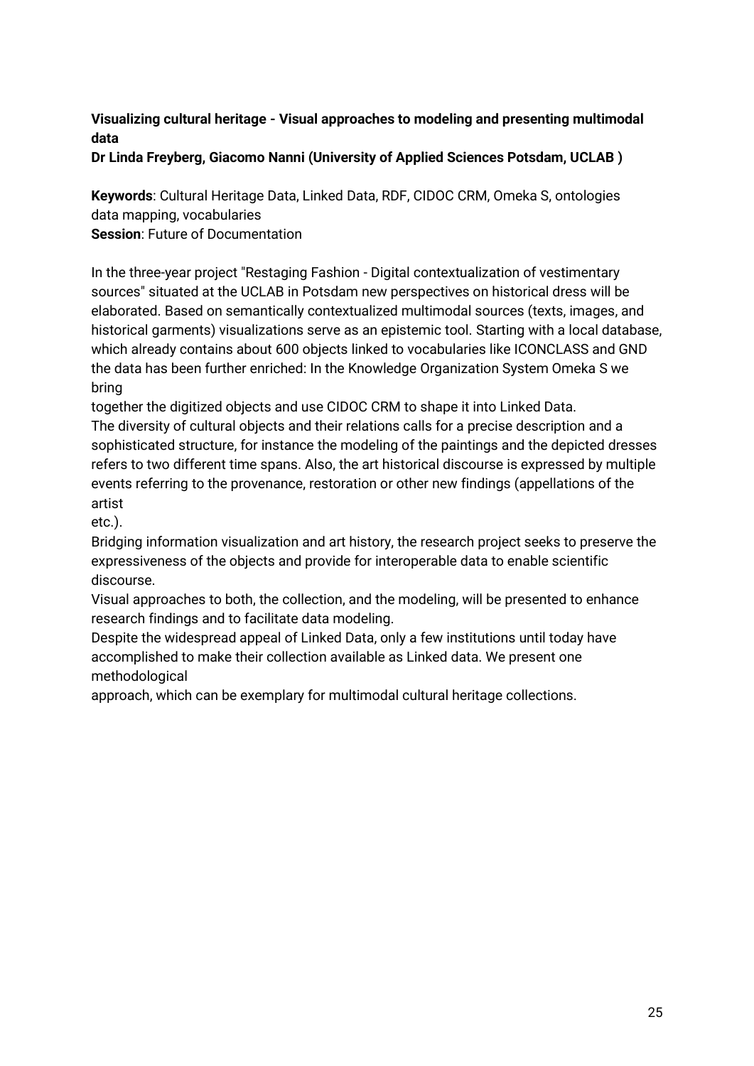**Visualizing cultural heritage - Visual approaches to modeling and presenting multimodal data**

**Dr Linda Freyberg, Giacomo Nanni (University of Applied Sciences Potsdam, UCLAB )**

**Keywords**: Cultural Heritage Data, Linked Data, RDF, CIDOC CRM, Omeka S, ontologies data mapping, vocabularies

**Session**: Future of Documentation

In the three-year project "Restaging Fashion - Digital contextualization of vestimentary sources" situated at the UCLAB in Potsdam new perspectives on historical dress will be elaborated. Based on semantically contextualized multimodal sources (texts, images, and historical garments) visualizations serve as an epistemic tool. Starting with a local database, which already contains about 600 objects linked to vocabularies like ICONCLASS and GND the data has been further enriched: In the Knowledge Organization System Omeka S we bring together the digitized objects and use CIDOC CRM to shape it into Linked Data.

The diversity of cultural objects and their relations calls for a precise description and a sophisticated structure, for instance the modeling of the paintings and the depicted dresses refers to two different time spans. Also, the art historical discourse is expressed by multiple events referring to the provenance, restoration or other new findings (appellations of the artist etc.).

Bridging information visualization and art history, the research project seeks to preserve the expressiveness of the objects and provide for interoperable data to enable scientific discourse.

Visual approaches to both, the collection, and the modeling, will be presented to enhance research findings and to facilitate data modeling.

Despite the widespread appeal of Linked Data, only a few institutions until today have accomplished to make their collection available as Linked data. We present one methodological approach, which can be exemplary for multimodal cultural heritage collections.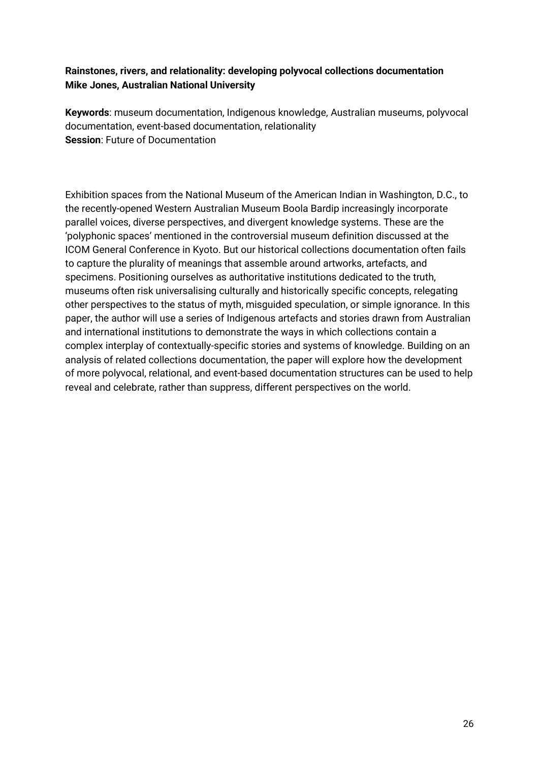**Rainstones, rivers, and relationality: developing polyvocal collections documentation**
**Mike Jones, Australian National University**

**Keywords**: museum documentation, Indigenous knowledge, Australian museums, polyvocal documentation, event-based documentation, relationality
**Session**: Future of Documentation

Exhibition spaces from the National Museum of the American Indian in Washington, D.C., to the recently-opened Western Australian Museum Boola Bardip increasingly incorporate parallel voices, diverse perspectives, and divergent knowledge systems. These are the 'polyphonic spaces' mentioned in the controversial museum definition discussed at the ICOM General Conference in Kyoto. But our historical collections documentation often fails to capture the plurality of meanings that assemble around artworks, artefacts, and specimens. Positioning ourselves as authoritative institutions dedicated to the truth, museums often risk universalising culturally and historically specific concepts, relegating other perspectives to the status of myth, misguided speculation, or simple ignorance. In this paper, the author will use a series of Indigenous artefacts and stories drawn from Australian and international institutions to demonstrate the ways in which collections contain a complex interplay of contextually-specific stories and systems of knowledge. Building on an analysis of related collections documentation, the paper will explore how the development of more polyvocal, relational, and event-based documentation structures can be used to help reveal and celebrate, rather than suppress, different perspectives on the world.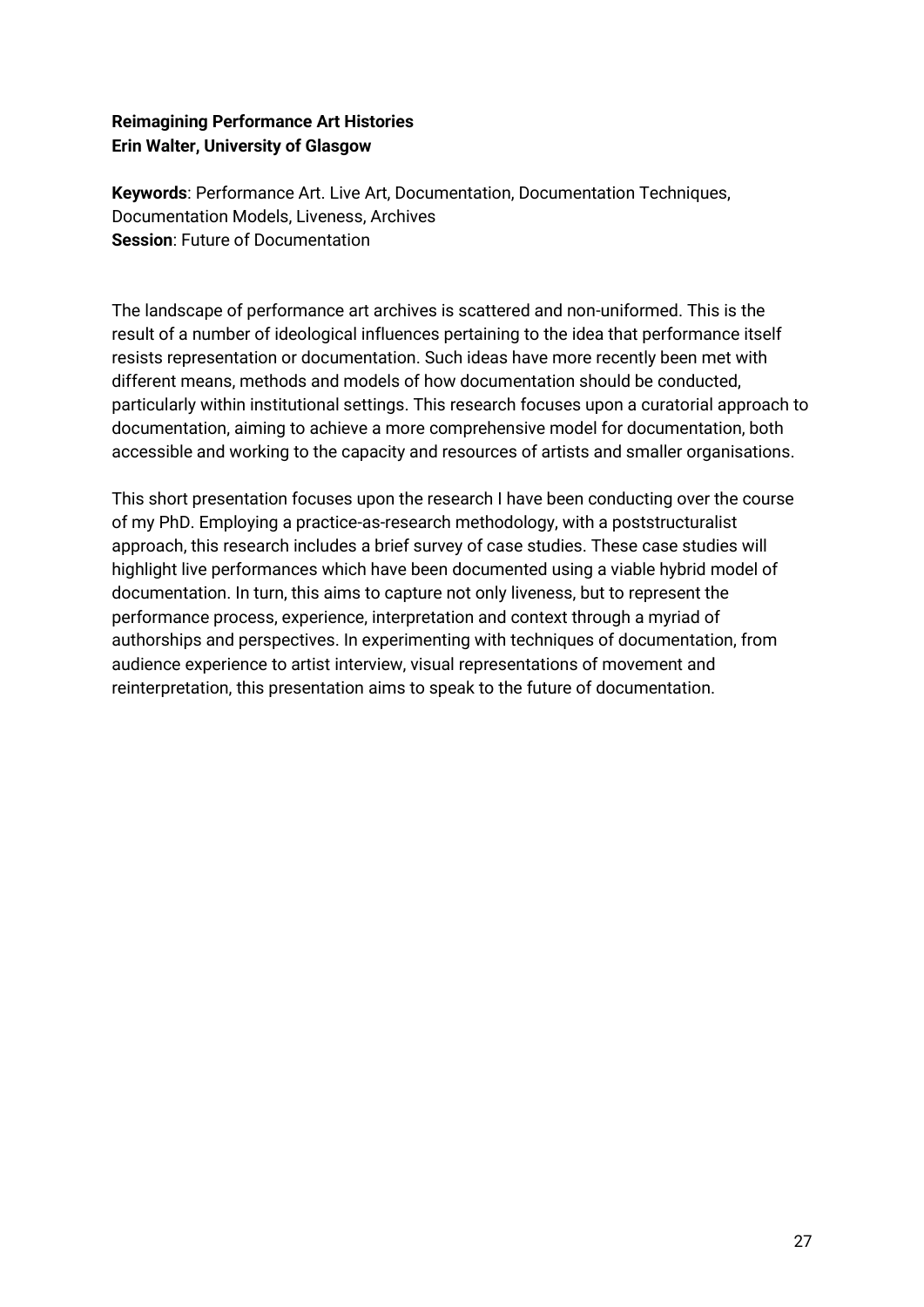**Reimagining Performance Art Histories**
**Erin Walter, University of Glasgow**

**Keywords**: Performance Art. Live Art, Documentation, Documentation Techniques, Documentation Models, Liveness, Archives
**Session**: Future of Documentation

The landscape of performance art archives is scattered and non-uniformed. This is the result of a number of ideological influences pertaining to the idea that performance itself resists representation or documentation. Such ideas have more recently been met with different means, methods and models of how documentation should be conducted, particularly within institutional settings. This research focuses upon a curatorial approach to documentation, aiming to achieve a more comprehensive model for documentation, both accessible and working to the capacity and resources of artists and smaller organisations.

This short presentation focuses upon the research I have been conducting over the course of my PhD. Employing a practice-as-research methodology, with a poststructuralist approach, this research includes a brief survey of case studies. These case studies will highlight live performances which have been documented using a viable hybrid model of documentation. In turn, this aims to capture not only liveness, but to represent the performance process, experience, interpretation and context through a myriad of authorships and perspectives. In experimenting with techniques of documentation, from audience experience to artist interview, visual representations of movement and reinterpretation, this presentation aims to speak to the future of documentation.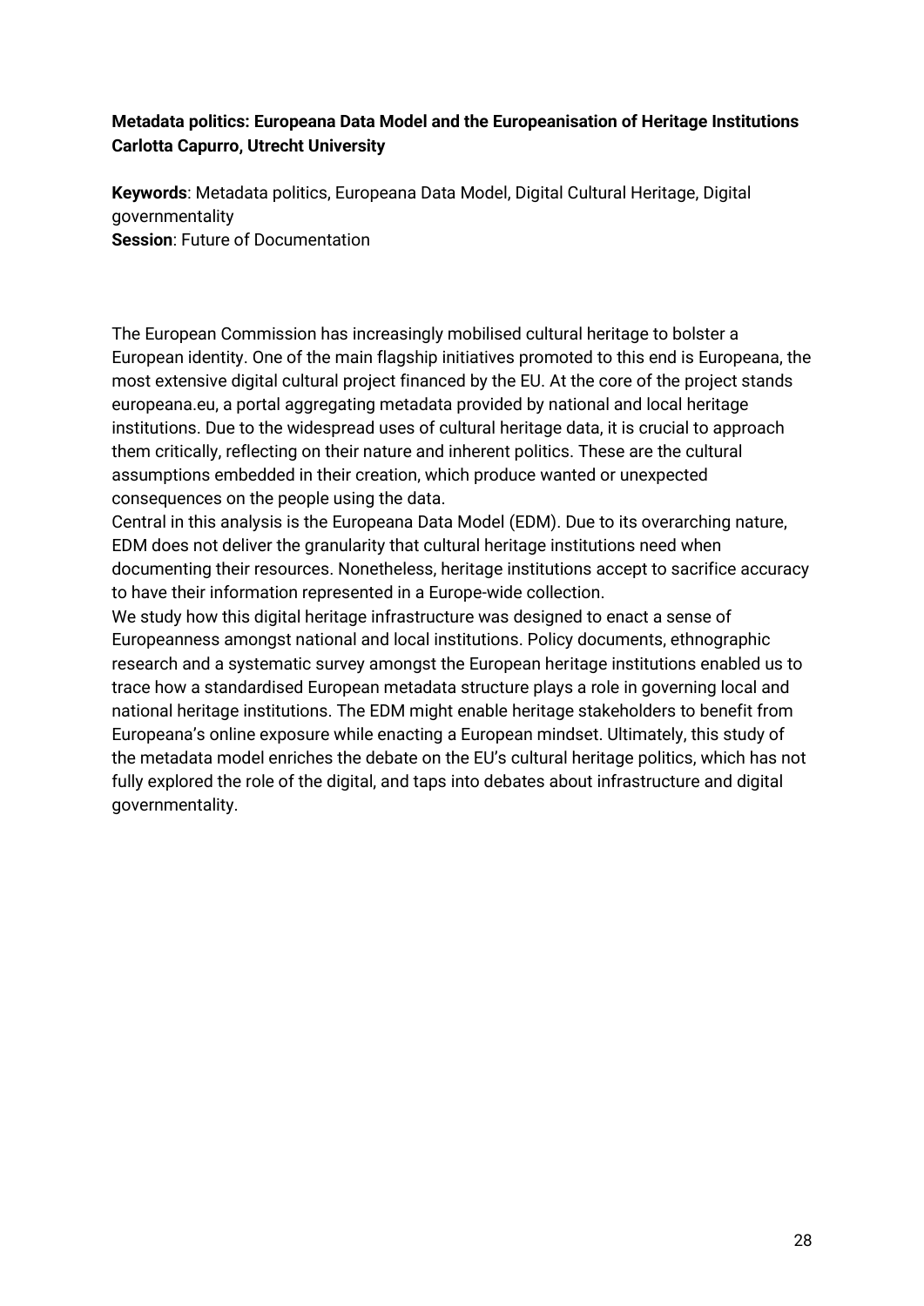**Metadata politics: Europeana Data Model and the Europeanisation of Heritage Institutions**
**Carlotta Capurro, Utrecht University**

**Keywords**: Metadata politics, Europeana Data Model, Digital Cultural Heritage, Digital governmentality
**Session**: Future of Documentation

The European Commission has increasingly mobilised cultural heritage to bolster a European identity. One of the main flagship initiatives promoted to this end is Europeana, the most extensive digital cultural project financed by the EU. At the core of the project stands europeana.eu, a portal aggregating metadata provided by national and local heritage institutions. Due to the widespread uses of cultural heritage data, it is crucial to approach them critically, reflecting on their nature and inherent politics. These are the cultural assumptions embedded in their creation, which produce wanted or unexpected consequences on the people using the data.

Central in this analysis is the Europeana Data Model (EDM). Due to its overarching nature, EDM does not deliver the granularity that cultural heritage institutions need when documenting their resources. Nonetheless, heritage institutions accept to sacrifice accuracy to have their information represented in a Europe-wide collection.

We study how this digital heritage infrastructure was designed to enact a sense of Europeanness amongst national and local institutions. Policy documents, ethnographic research and a systematic survey amongst the European heritage institutions enabled us to trace how a standardised European metadata structure plays a role in governing local and national heritage institutions. The EDM might enable heritage stakeholders to benefit from Europeana's online exposure while enacting a European mindset. Ultimately, this study of the metadata model enriches the debate on the EU's cultural heritage politics, which has not fully explored the role of the digital, and taps into debates about infrastructure and digital governmentality.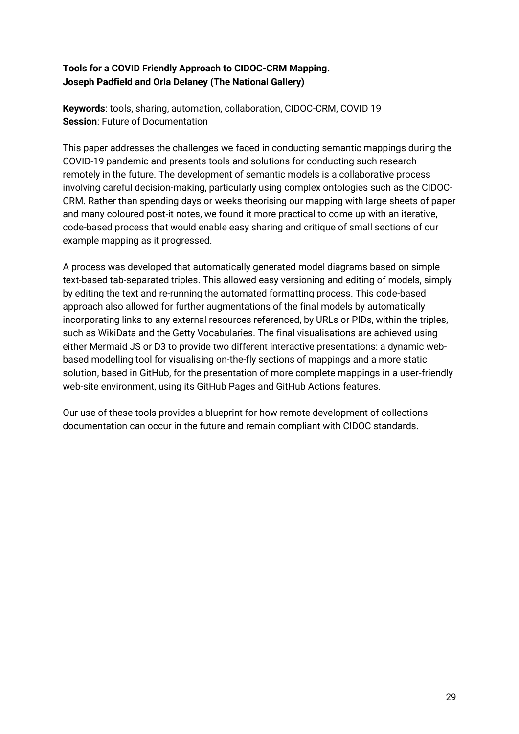**Tools for a COVID Friendly Approach to CIDOC-CRM Mapping.**
**Joseph Padfield and Orla Delaney (The National Gallery)**

**Keywords**: tools, sharing, automation, collaboration, CIDOC-CRM, COVID 19
**Session**: Future of Documentation

This paper addresses the challenges we faced in conducting semantic mappings during the COVID-19 pandemic and presents tools and solutions for conducting such research remotely in the future. The development of semantic models is a collaborative process involving careful decision-making, particularly using complex ontologies such as the CIDOC-CRM. Rather than spending days or weeks theorising our mapping with large sheets of paper and many coloured post-it notes, we found it more practical to come up with an iterative, code-based process that would enable easy sharing and critique of small sections of our example mapping as it progressed.

A process was developed that automatically generated model diagrams based on simple text-based tab-separated triples. This allowed easy versioning and editing of models, simply by editing the text and re-running the automated formatting process. This code-based approach also allowed for further augmentations of the final models by automatically incorporating links to any external resources referenced, by URLs or PIDs, within the triples, such as WikiData and the Getty Vocabularies. The final visualisations are achieved using either Mermaid JS or D3 to provide two different interactive presentations: a dynamic web-based modelling tool for visualising on-the-fly sections of mappings and a more static solution, based in GitHub, for the presentation of more complete mappings in a user-friendly web-site environment, using its GitHub Pages and GitHub Actions features.

Our use of these tools provides a blueprint for how remote development of collections documentation can occur in the future and remain compliant with CIDOC standards.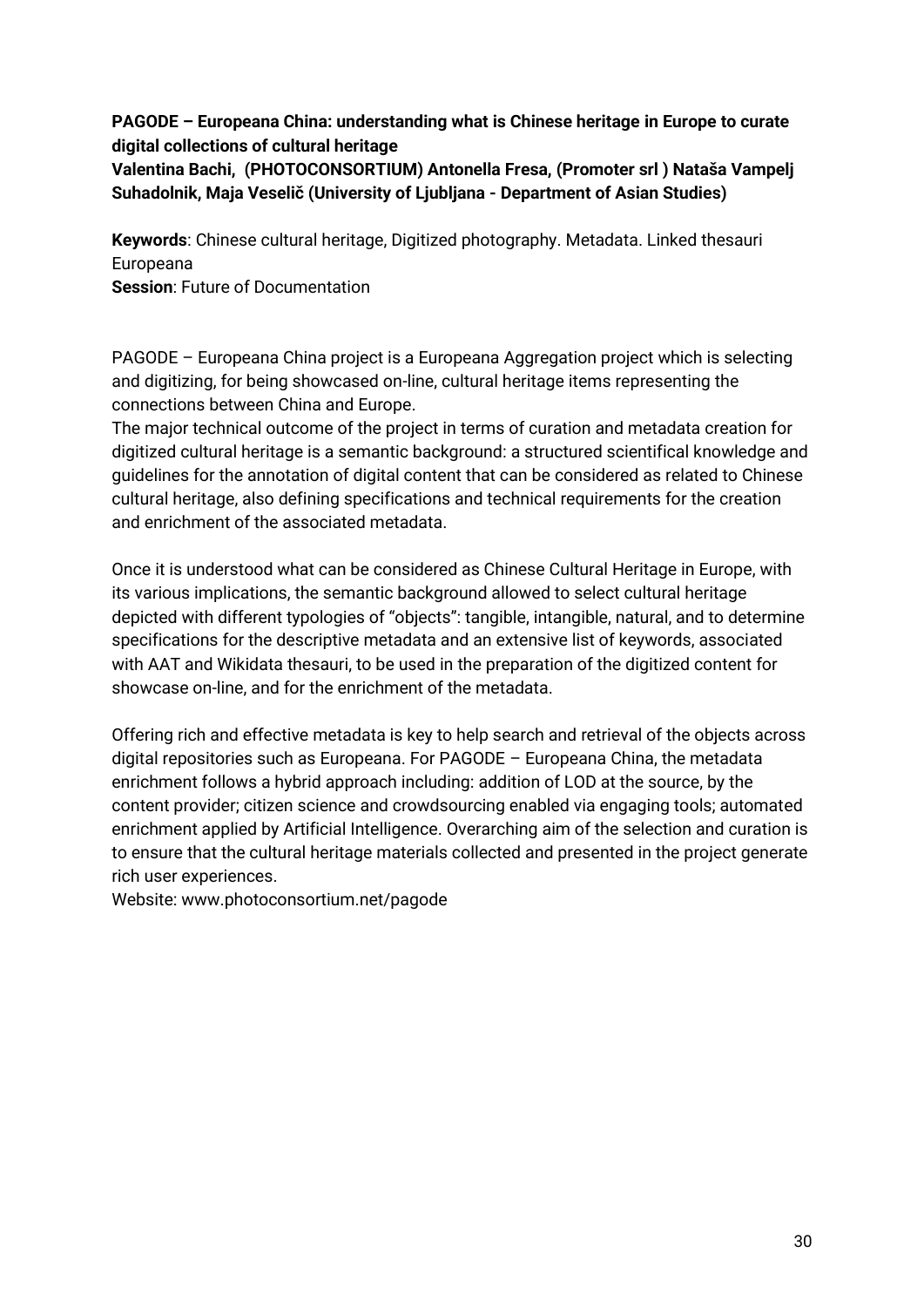**PAGODE – Europeana China: understanding what is Chinese heritage in Europe to curate digital collections of cultural heritage**
**Valentina Bachi, (PHOTOCONSORTIUM) Antonella Fresa, (Promoter srl ) Nataša Vampelj Suhadolnik, Maja Veselič (University of Ljubljana - Department of Asian Studies)**

**Keywords**: Chinese cultural heritage, Digitized photography. Metadata. Linked thesauri Europeana
**Session**: Future of Documentation

PAGODE – Europeana China project is a Europeana Aggregation project which is selecting and digitizing, for being showcased on-line, cultural heritage items representing the connections between China and Europe.
The major technical outcome of the project in terms of curation and metadata creation for digitized cultural heritage is a semantic background: a structured scientifical knowledge and guidelines for the annotation of digital content that can be considered as related to Chinese cultural heritage, also defining specifications and technical requirements for the creation and enrichment of the associated metadata.

Once it is understood what can be considered as Chinese Cultural Heritage in Europe, with its various implications, the semantic background allowed to select cultural heritage depicted with different typologies of "objects": tangible, intangible, natural, and to determine specifications for the descriptive metadata and an extensive list of keywords, associated with AAT and Wikidata thesauri, to be used in the preparation of the digitized content for showcase on-line, and for the enrichment of the metadata.

Offering rich and effective metadata is key to help search and retrieval of the objects across digital repositories such as Europeana. For PAGODE – Europeana China, the metadata enrichment follows a hybrid approach including: addition of LOD at the source, by the content provider; citizen science and crowdsourcing enabled via engaging tools; automated enrichment applied by Artificial Intelligence. Overarching aim of the selection and curation is to ensure that the cultural heritage materials collected and presented in the project generate rich user experiences.
Website: www.photoconsortium.net/pagode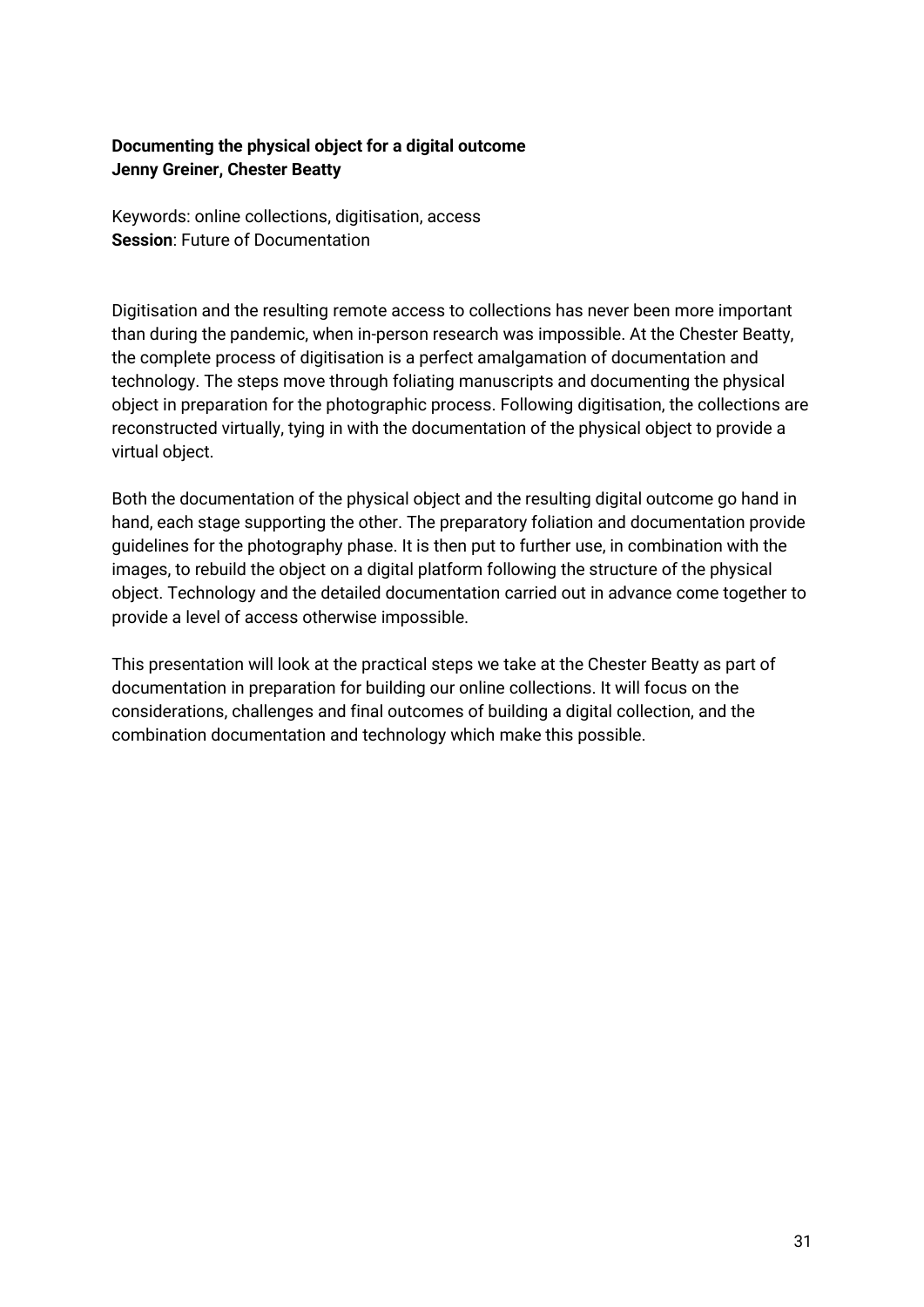**Documenting the physical object for a digital outcome**
**Jenny Greiner, Chester Beatty**

Keywords: online collections, digitisation, access
**Session**: Future of Documentation

Digitisation and the resulting remote access to collections has never been more important than during the pandemic, when in-person research was impossible. At the Chester Beatty, the complete process of digitisation is a perfect amalgamation of documentation and technology. The steps move through foliating manuscripts and documenting the physical object in preparation for the photographic process. Following digitisation, the collections are reconstructed virtually, tying in with the documentation of the physical object to provide a virtual object.

Both the documentation of the physical object and the resulting digital outcome go hand in hand, each stage supporting the other. The preparatory foliation and documentation provide guidelines for the photography phase. It is then put to further use, in combination with the images, to rebuild the object on a digital platform following the structure of the physical object. Technology and the detailed documentation carried out in advance come together to provide a level of access otherwise impossible.

This presentation will look at the practical steps we take at the Chester Beatty as part of documentation in preparation for building our online collections. It will focus on the considerations, challenges and final outcomes of building a digital collection, and the combination documentation and technology which make this possible.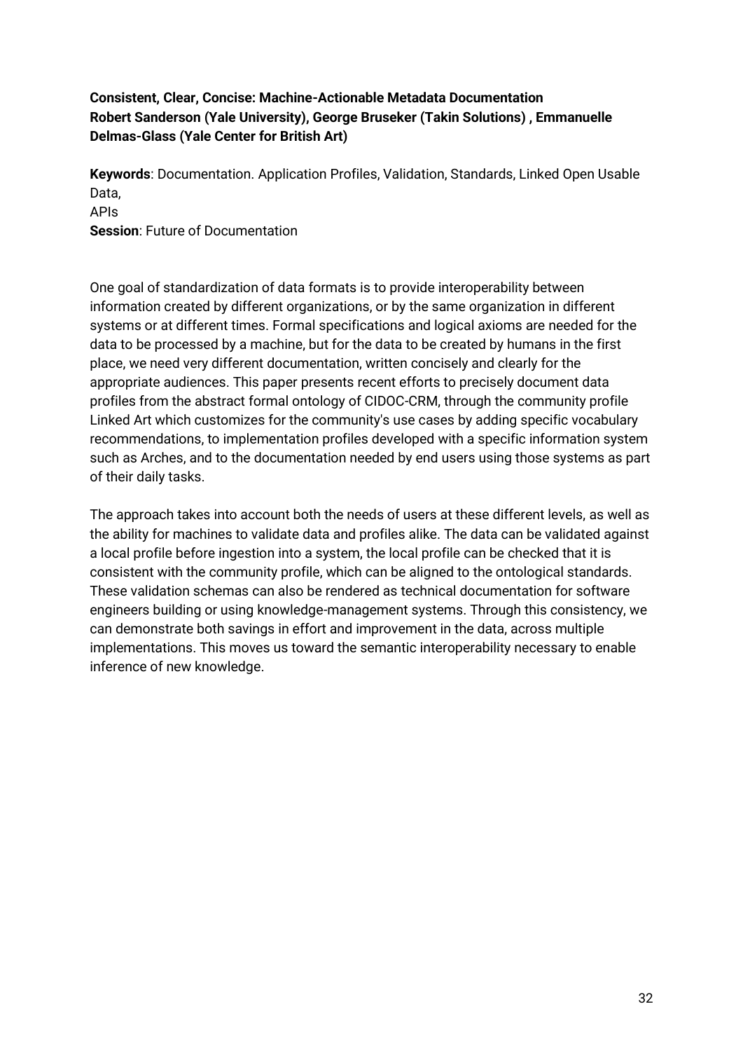**Consistent, Clear, Concise: Machine-Actionable Metadata Documentation**
**Robert Sanderson (Yale University), George Bruseker (Takin Solutions) , Emmanuelle Delmas-Glass (Yale Center for British Art)**

**Keywords**: Documentation. Application Profiles, Validation, Standards, Linked Open Usable Data,
APIs
**Session**: Future of Documentation

One goal of standardization of data formats is to provide interoperability between information created by different organizations, or by the same organization in different systems or at different times. Formal specifications and logical axioms are needed for the data to be processed by a machine, but for the data to be created by humans in the first place, we need very different documentation, written concisely and clearly for the appropriate audiences. This paper presents recent efforts to precisely document data profiles from the abstract formal ontology of CIDOC-CRM, through the community profile Linked Art which customizes for the community's use cases by adding specific vocabulary recommendations, to implementation profiles developed with a specific information system such as Arches, and to the documentation needed by end users using those systems as part of their daily tasks.

The approach takes into account both the needs of users at these different levels, as well as the ability for machines to validate data and profiles alike. The data can be validated against a local profile before ingestion into a system, the local profile can be checked that it is consistent with the community profile, which can be aligned to the ontological standards. These validation schemas can also be rendered as technical documentation for software engineers building or using knowledge-management systems. Through this consistency, we can demonstrate both savings in effort and improvement in the data, across multiple implementations. This moves us toward the semantic interoperability necessary to enable inference of new knowledge.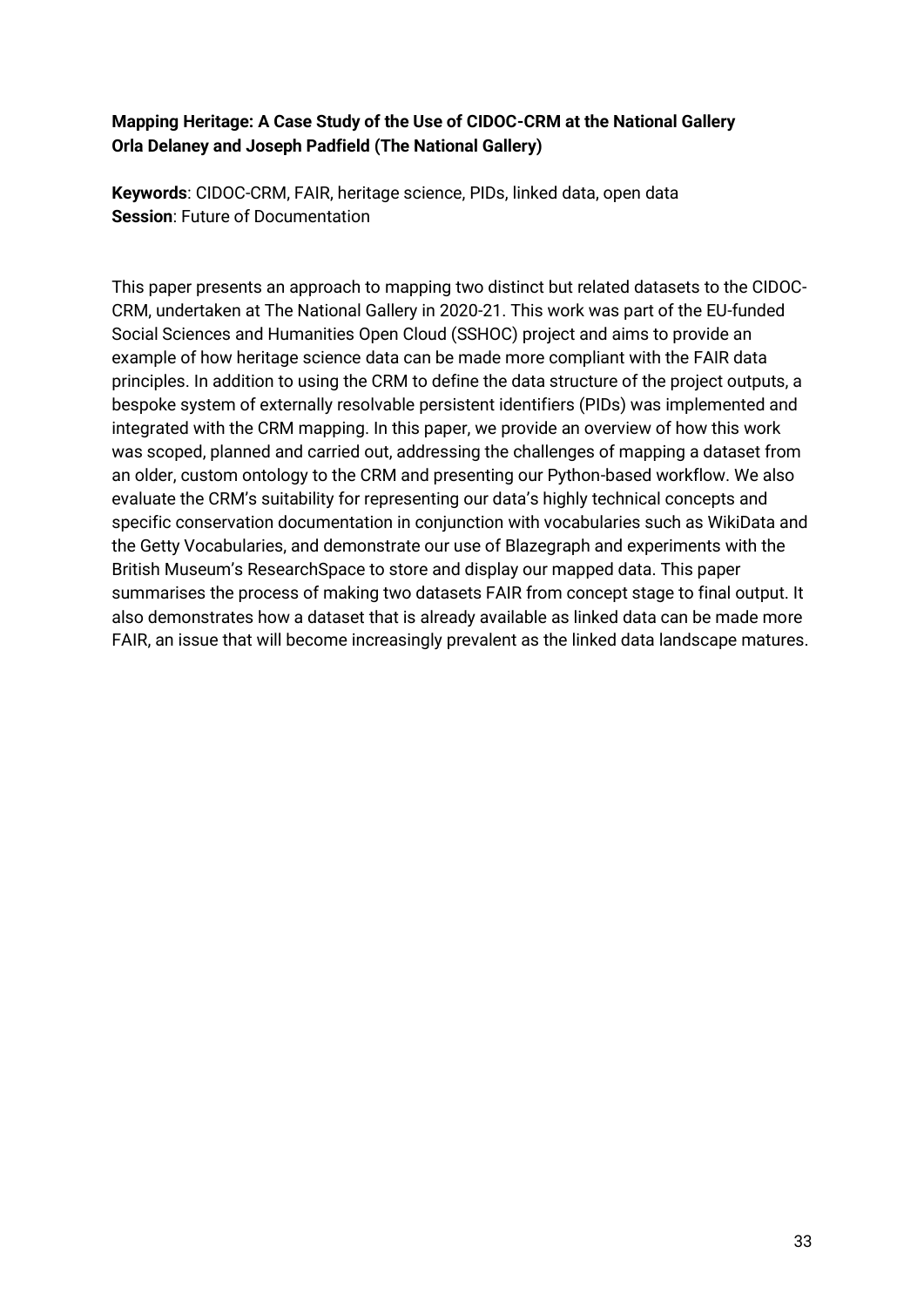**Mapping Heritage: A Case Study of the Use of CIDOC-CRM at the National Gallery**
**Orla Delaney and Joseph Padfield (The National Gallery)**

**Keywords**: CIDOC-CRM, FAIR, heritage science, PIDs, linked data, open data
**Session**: Future of Documentation

This paper presents an approach to mapping two distinct but related datasets to the CIDOC-CRM, undertaken at The National Gallery in 2020-21. This work was part of the EU-funded Social Sciences and Humanities Open Cloud (SSHOC) project and aims to provide an example of how heritage science data can be made more compliant with the FAIR data principles. In addition to using the CRM to define the data structure of the project outputs, a bespoke system of externally resolvable persistent identifiers (PIDs) was implemented and integrated with the CRM mapping. In this paper, we provide an overview of how this work was scoped, planned and carried out, addressing the challenges of mapping a dataset from an older, custom ontology to the CRM and presenting our Python-based workflow. We also evaluate the CRM's suitability for representing our data's highly technical concepts and specific conservation documentation in conjunction with vocabularies such as WikiData and the Getty Vocabularies, and demonstrate our use of Blazegraph and experiments with the British Museum's ResearchSpace to store and display our mapped data. This paper summarises the process of making two datasets FAIR from concept stage to final output. It also demonstrates how a dataset that is already available as linked data can be made more FAIR, an issue that will become increasingly prevalent as the linked data landscape matures.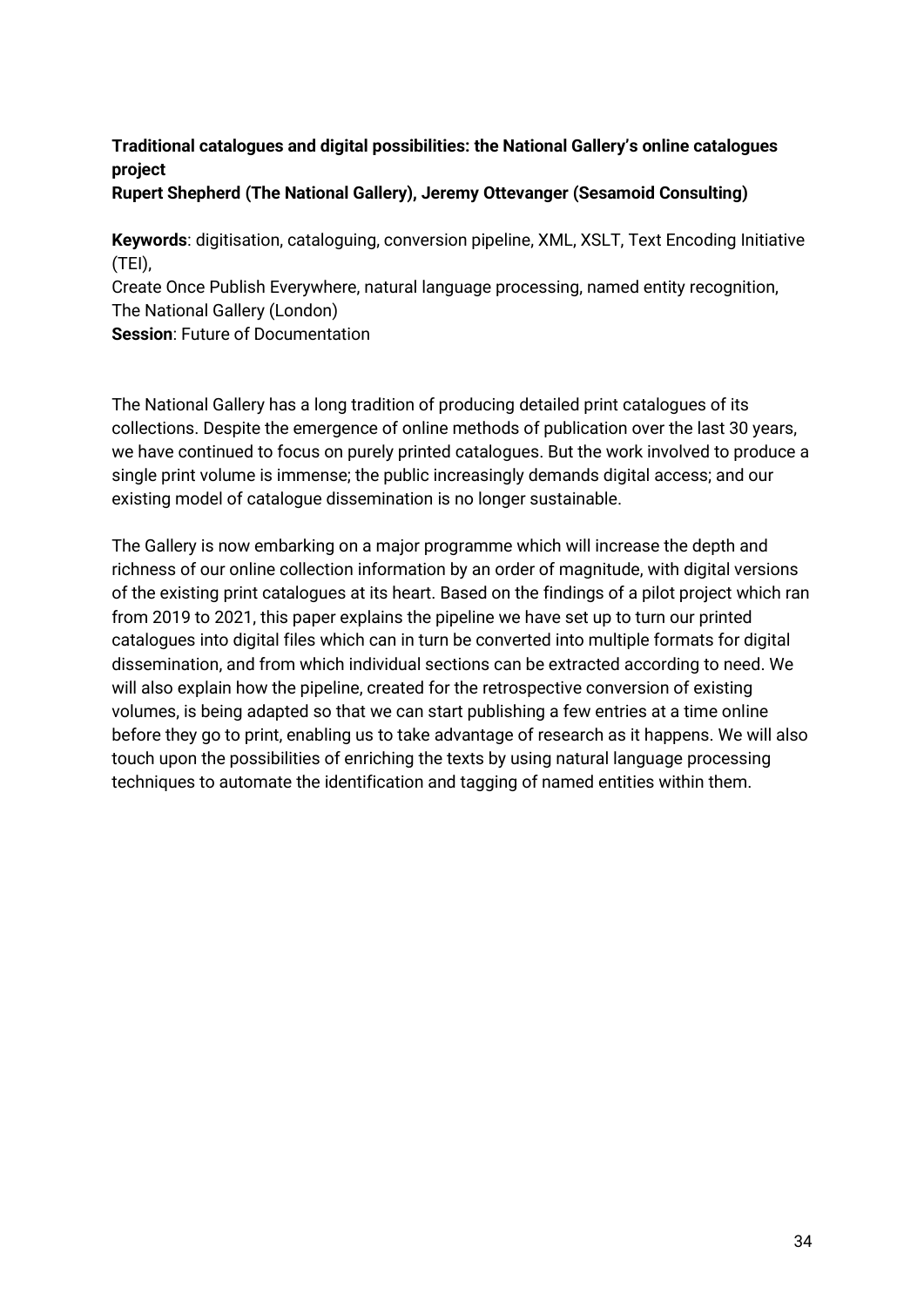**Traditional catalogues and digital possibilities: the National Gallery's online catalogues project**
**Rupert Shepherd (The National Gallery), Jeremy Ottevanger (Sesamoid Consulting)**

**Keywords**: digitisation, cataloguing, conversion pipeline, XML, XSLT, Text Encoding Initiative (TEI),
Create Once Publish Everywhere, natural language processing, named entity recognition, The National Gallery (London)
**Session**: Future of Documentation

The National Gallery has a long tradition of producing detailed print catalogues of its collections. Despite the emergence of online methods of publication over the last 30 years, we have continued to focus on purely printed catalogues. But the work involved to produce a single print volume is immense; the public increasingly demands digital access; and our existing model of catalogue dissemination is no longer sustainable.

The Gallery is now embarking on a major programme which will increase the depth and richness of our online collection information by an order of magnitude, with digital versions of the existing print catalogues at its heart. Based on the findings of a pilot project which ran from 2019 to 2021, this paper explains the pipeline we have set up to turn our printed catalogues into digital files which can in turn be converted into multiple formats for digital dissemination, and from which individual sections can be extracted according to need. We will also explain how the pipeline, created for the retrospective conversion of existing volumes, is being adapted so that we can start publishing a few entries at a time online before they go to print, enabling us to take advantage of research as it happens. We will also touch upon the possibilities of enriching the texts by using natural language processing techniques to automate the identification and tagging of named entities within them.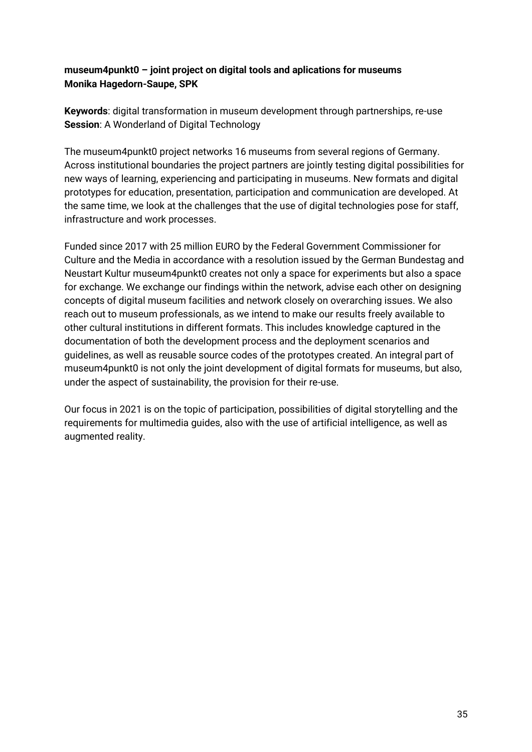**museum4punkt0 – joint project on digital tools and aplications for museums**
**Monika Hagedorn-Saupe, SPK**

**Keywords**: digital transformation in museum development through partnerships, re-use
**Session**: A Wonderland of Digital Technology

The museum4punkt0 project networks 16 museums from several regions of Germany. Across institutional boundaries the project partners are jointly testing digital possibilities for new ways of learning, experiencing and participating in museums. New formats and digital prototypes for education, presentation, participation and communication are developed. At the same time, we look at the challenges that the use of digital technologies pose for staff, infrastructure and work processes.

Funded since 2017 with 25 million EURO by the Federal Government Commissioner for Culture and the Media in accordance with a resolution issued by the German Bundestag and Neustart Kultur museum4punkt0 creates not only a space for experiments but also a space for exchange. We exchange our findings within the network, advise each other on designing concepts of digital museum facilities and network closely on overarching issues. We also reach out to museum professionals, as we intend to make our results freely available to other cultural institutions in different formats. This includes knowledge captured in the documentation of both the development process and the deployment scenarios and guidelines, as well as reusable source codes of the prototypes created. An integral part of museum4punkt0 is not only the joint development of digital formats for museums, but also, under the aspect of sustainability, the provision for their re-use.

Our focus in 2021 is on the topic of participation, possibilities of digital storytelling and the requirements for multimedia guides, also with the use of artificial intelligence, as well as augmented reality.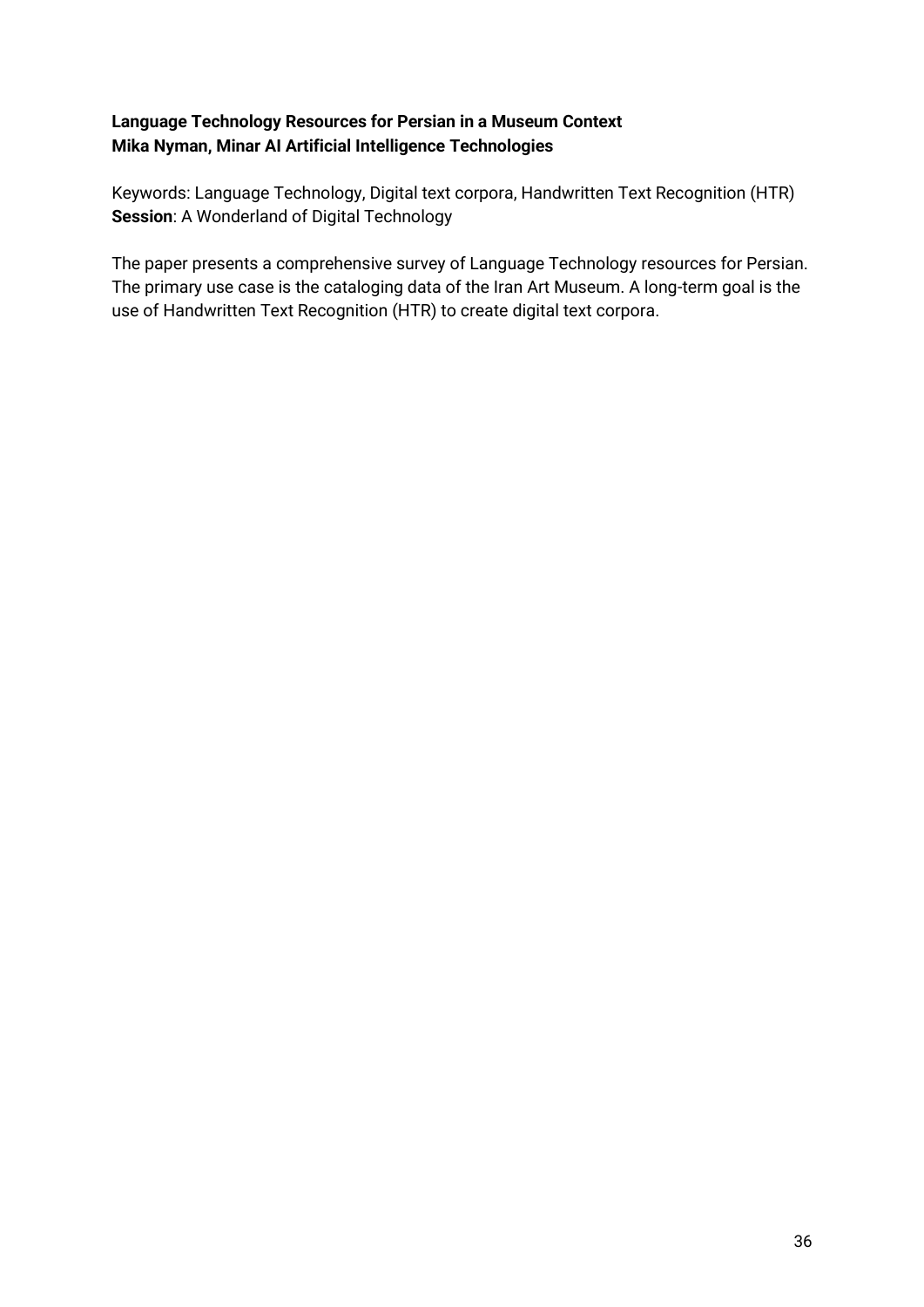**Language Technology Resources for Persian in a Museum Context**
**Mika Nyman, Minar AI Artificial Intelligence Technologies**

Keywords: Language Technology, Digital text corpora, Handwritten Text Recognition (HTR)
**Session**: A Wonderland of Digital Technology

The paper presents a comprehensive survey of Language Technology resources for Persian. The primary use case is the cataloging data of the Iran Art Museum. A long-term goal is the use of Handwritten Text Recognition (HTR) to create digital text corpora.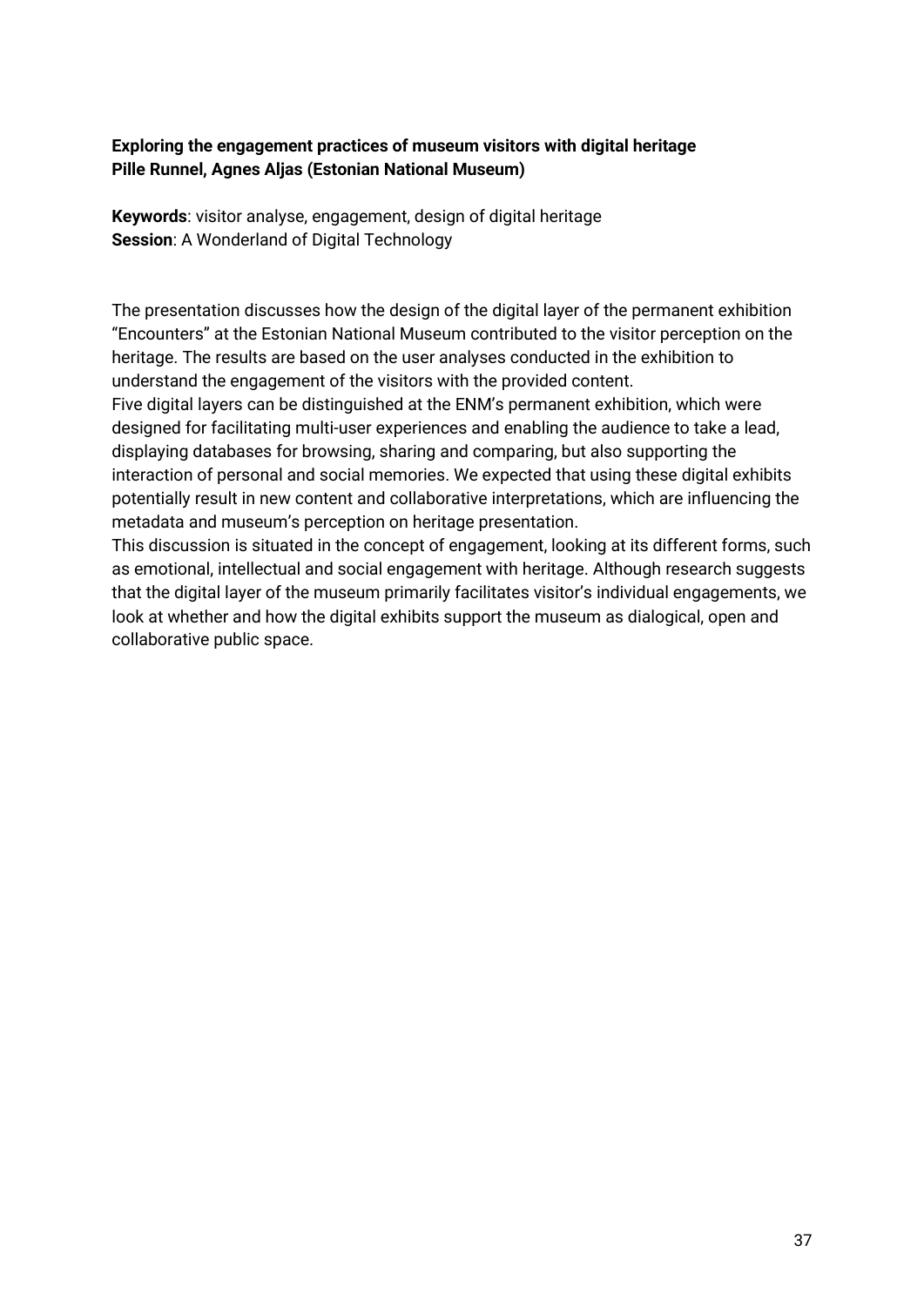**Exploring the engagement practices of museum visitors with digital heritage**
**Pille Runnel, Agnes Aljas (Estonian National Museum)**

**Keywords**: visitor analyse, engagement, design of digital heritage
**Session**: A Wonderland of Digital Technology

The presentation discusses how the design of the digital layer of the permanent exhibition "Encounters" at the Estonian National Museum contributed to the visitor perception on the heritage. The results are based on the user analyses conducted in the exhibition to understand the engagement of the visitors with the provided content.
Five digital layers can be distinguished at the ENM's permanent exhibition, which were designed for facilitating multi-user experiences and enabling the audience to take a lead, displaying databases for browsing, sharing and comparing, but also supporting the interaction of personal and social memories. We expected that using these digital exhibits potentially result in new content and collaborative interpretations, which are influencing the metadata and museum's perception on heritage presentation.
This discussion is situated in the concept of engagement, looking at its different forms, such as emotional, intellectual and social engagement with heritage. Although research suggests that the digital layer of the museum primarily facilitates visitor's individual engagements, we look at whether and how the digital exhibits support the museum as dialogical, open and collaborative public space.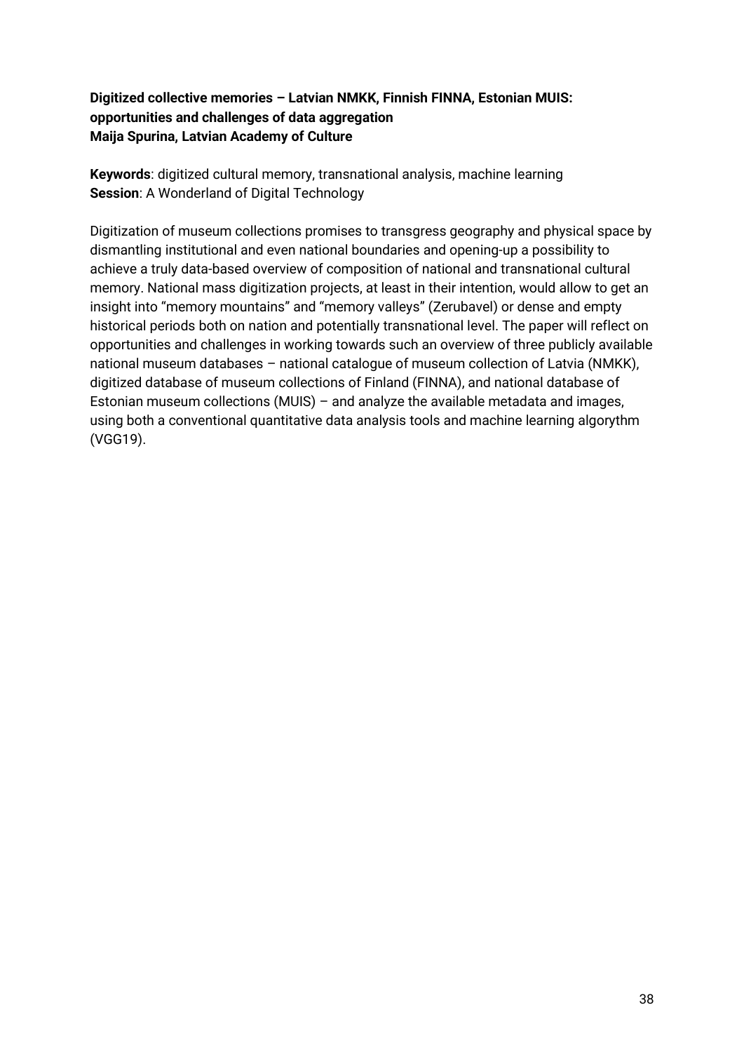**Digitized collective memories – Latvian NMKK, Finnish FINNA, Estonian MUIS: opportunities and challenges of data aggregation**
**Maija Spurina, Latvian Academy of Culture**

**Keywords**: digitized cultural memory, transnational analysis, machine learning
**Session**: A Wonderland of Digital Technology

Digitization of museum collections promises to transgress geography and physical space by dismantling institutional and even national boundaries and opening-up a possibility to achieve a truly data-based overview of composition of national and transnational cultural memory. National mass digitization projects, at least in their intention, would allow to get an insight into "memory mountains" and "memory valleys" (Zerubavel) or dense and empty historical periods both on nation and potentially transnational level. The paper will reflect on opportunities and challenges in working towards such an overview of three publicly available national museum databases – national catalogue of museum collection of Latvia (NMKK), digitized database of museum collections of Finland (FINNA), and national database of Estonian museum collections (MUIS) – and analyze the available metadata and images, using both a conventional quantitative data analysis tools and machine learning algorythm (VGG19).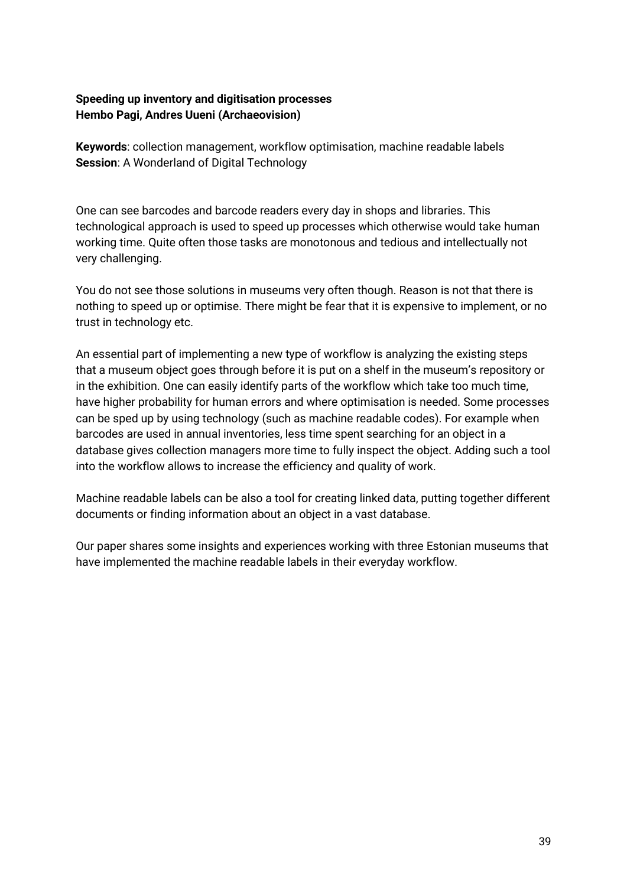**Speeding up inventory and digitisation processes**
**Hembo Pagi, Andres Uueni (Archaeovision)**

**Keywords**: collection management, workflow optimisation, machine readable labels
**Session**: A Wonderland of Digital Technology

One can see barcodes and barcode readers every day in shops and libraries. This technological approach is used to speed up processes which otherwise would take human working time. Quite often those tasks are monotonous and tedious and intellectually not very challenging.

You do not see those solutions in museums very often though. Reason is not that there is nothing to speed up or optimise. There might be fear that it is expensive to implement, or no trust in technology etc.

An essential part of implementing a new type of workflow is analyzing the existing steps that a museum object goes through before it is put on a shelf in the museum's repository or in the exhibition. One can easily identify parts of the workflow which take too much time, have higher probability for human errors and where optimisation is needed. Some processes can be sped up by using technology (such as machine readable codes). For example when barcodes are used in annual inventories, less time spent searching for an object in a database gives collection managers more time to fully inspect the object. Adding such a tool into the workflow allows to increase the efficiency and quality of work.

Machine readable labels can be also a tool for creating linked data, putting together different documents or finding information about an object in a vast database.

Our paper shares some insights and experiences working with three Estonian museums that have implemented the machine readable labels in their everyday workflow.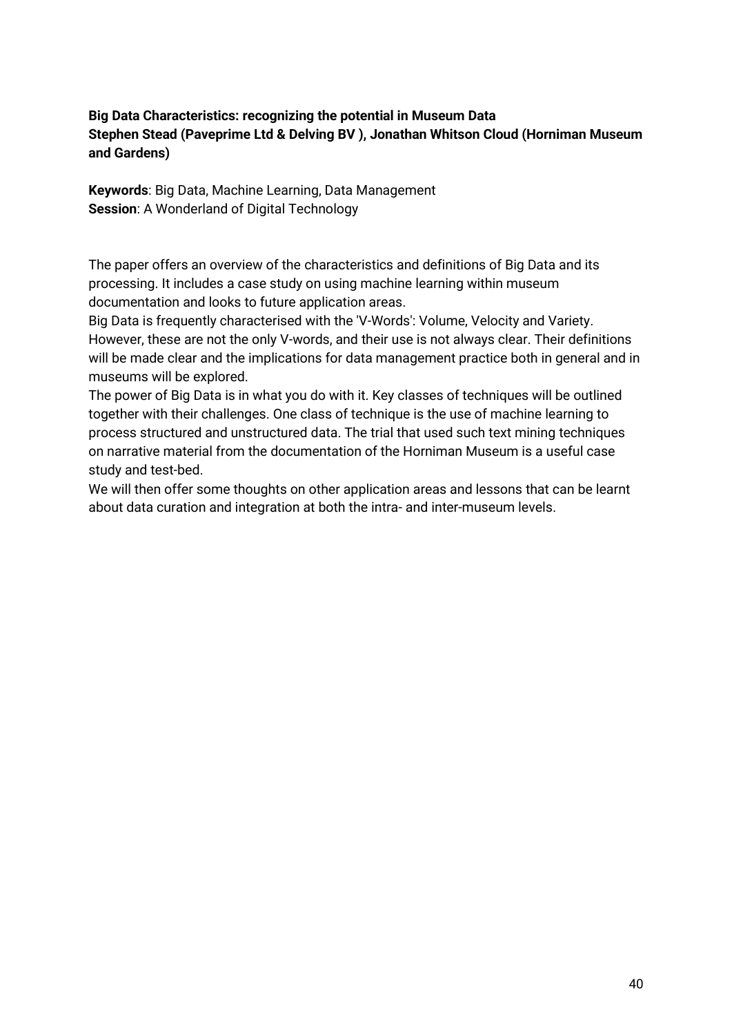**Big Data Characteristics: recognizing the potential in Museum Data**
**Stephen Stead (Paveprime Ltd & Delving BV ), Jonathan Whitson Cloud (Horniman Museum and Gardens)**

**Keywords**: Big Data, Machine Learning, Data Management
**Session**: A Wonderland of Digital Technology

The paper offers an overview of the characteristics and definitions of Big Data and its processing. It includes a case study on using machine learning within museum documentation and looks to future application areas.
Big Data is frequently characterised with the 'V-Words': Volume, Velocity and Variety. However, these are not the only V-words, and their use is not always clear. Their definitions will be made clear and the implications for data management practice both in general and in museums will be explored.
The power of Big Data is in what you do with it. Key classes of techniques will be outlined together with their challenges. One class of technique is the use of machine learning to process structured and unstructured data. The trial that used such text mining techniques on narrative material from the documentation of the Horniman Museum is a useful case study and test-bed.
We will then offer some thoughts on other application areas and lessons that can be learnt about data curation and integration at both the intra- and inter-museum levels.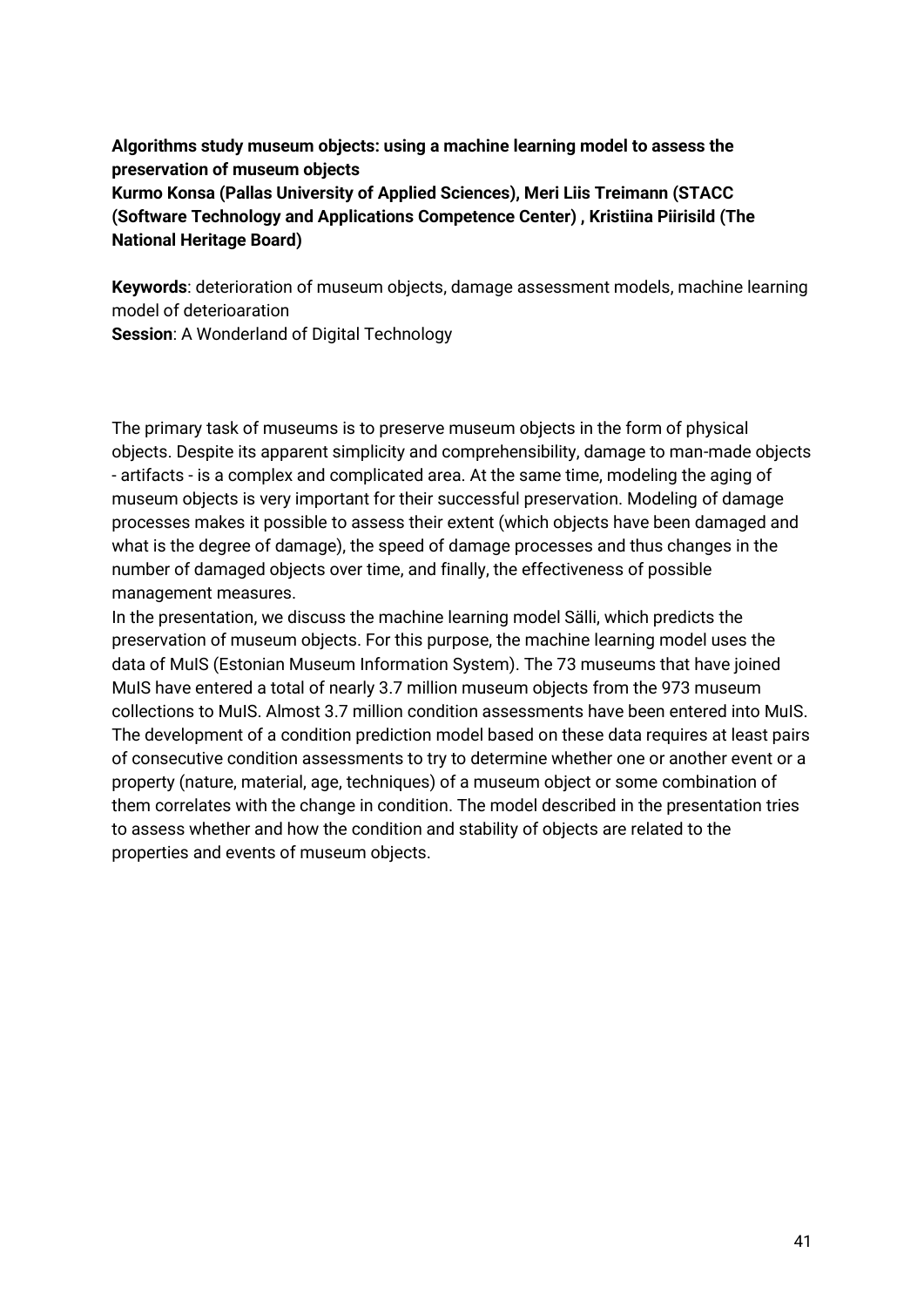**Algorithms study museum objects: using a machine learning model to assess the preservation of museum objects**
**Kurmo Konsa (Pallas University of Applied Sciences), Meri Liis Treimann (STACC (Software Technology and Applications Competence Center) , Kristiina Piirisild (The National Heritage Board)**

**Keywords**: deterioration of museum objects, damage assessment models, machine learning model of deterioaration
**Session**: A Wonderland of Digital Technology

The primary task of museums is to preserve museum objects in the form of physical objects. Despite its apparent simplicity and comprehensibility, damage to man-made objects - artifacts - is a complex and complicated area. At the same time, modeling the aging of museum objects is very important for their successful preservation. Modeling of damage processes makes it possible to assess their extent (which objects have been damaged and what is the degree of damage), the speed of damage processes and thus changes in the number of damaged objects over time, and finally, the effectiveness of possible management measures.
In the presentation, we discuss the machine learning model Sälli, which predicts the preservation of museum objects. For this purpose, the machine learning model uses the data of MuIS (Estonian Museum Information System). The 73 museums that have joined MuIS have entered a total of nearly 3.7 million museum objects from the 973 museum collections to MuIS. Almost 3.7 million condition assessments have been entered into MuIS. The development of a condition prediction model based on these data requires at least pairs of consecutive condition assessments to try to determine whether one or another event or a property (nature, material, age, techniques) of a museum object or some combination of them correlates with the change in condition. The model described in the presentation tries to assess whether and how the condition and stability of objects are related to the properties and events of museum objects.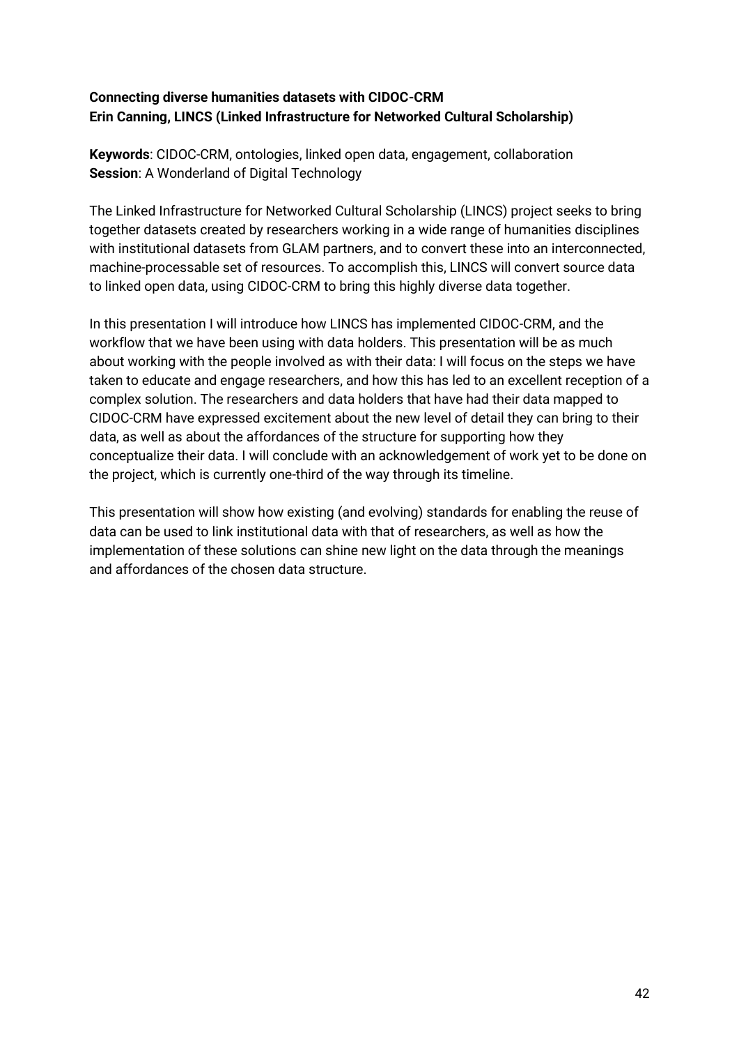**Connecting diverse humanities datasets with CIDOC-CRM**
**Erin Canning, LINCS (Linked Infrastructure for Networked Cultural Scholarship)**

**Keywords**: CIDOC-CRM, ontologies, linked open data, engagement, collaboration
**Session**: A Wonderland of Digital Technology

The Linked Infrastructure for Networked Cultural Scholarship (LINCS) project seeks to bring together datasets created by researchers working in a wide range of humanities disciplines with institutional datasets from GLAM partners, and to convert these into an interconnected, machine-processable set of resources. To accomplish this, LINCS will convert source data to linked open data, using CIDOC-CRM to bring this highly diverse data together.

In this presentation I will introduce how LINCS has implemented CIDOC-CRM, and the workflow that we have been using with data holders. This presentation will be as much about working with the people involved as with their data: I will focus on the steps we have taken to educate and engage researchers, and how this has led to an excellent reception of a complex solution. The researchers and data holders that have had their data mapped to CIDOC-CRM have expressed excitement about the new level of detail they can bring to their data, as well as about the affordances of the structure for supporting how they conceptualize their data. I will conclude with an acknowledgement of work yet to be done on the project, which is currently one-third of the way through its timeline.

This presentation will show how existing (and evolving) standards for enabling the reuse of data can be used to link institutional data with that of researchers, as well as how the implementation of these solutions can shine new light on the data through the meanings and affordances of the chosen data structure.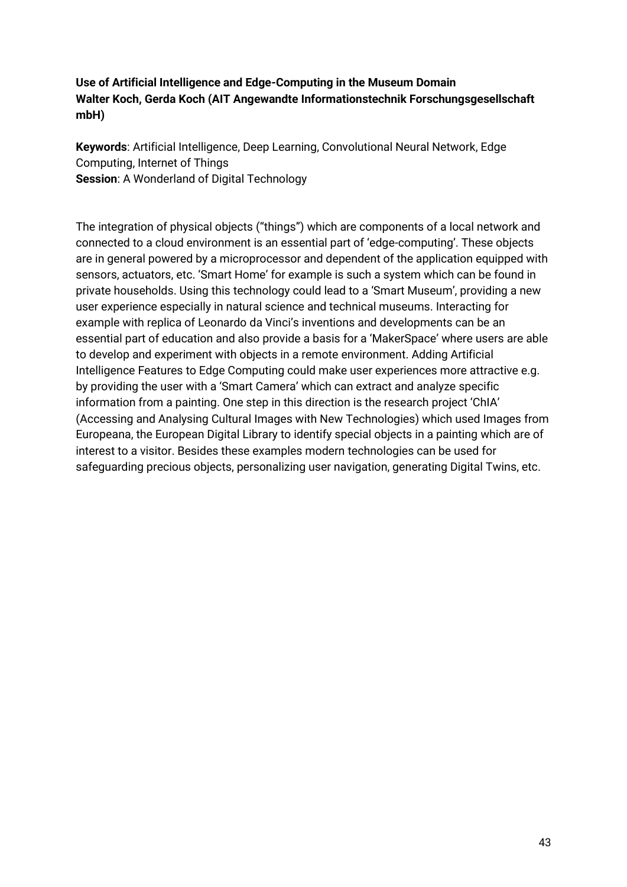**Use of Artificial Intelligence and Edge-Computing in the Museum Domain**
**Walter Koch, Gerda Koch (AIT Angewandte Informationstechnik Forschungsgesellschaft mbH)**

**Keywords**: Artificial Intelligence, Deep Learning, Convolutional Neural Network, Edge Computing, Internet of Things
**Session**: A Wonderland of Digital Technology

The integration of physical objects ("things") which are components of a local network and connected to a cloud environment is an essential part of 'edge-computing'. These objects are in general powered by a microprocessor and dependent of the application equipped with sensors, actuators, etc. 'Smart Home' for example is such a system which can be found in private households. Using this technology could lead to a 'Smart Museum', providing a new user experience especially in natural science and technical museums. Interacting for example with replica of Leonardo da Vinci's inventions and developments can be an essential part of education and also provide a basis for a 'MakerSpace' where users are able to develop and experiment with objects in a remote environment. Adding Artificial Intelligence Features to Edge Computing could make user experiences more attractive e.g. by providing the user with a 'Smart Camera' which can extract and analyze specific information from a painting. One step in this direction is the research project 'ChIA' (Accessing and Analysing Cultural Images with New Technologies) which used Images from Europeana, the European Digital Library to identify special objects in a painting which are of interest to a visitor. Besides these examples modern technologies can be used for safeguarding precious objects, personalizing user navigation, generating Digital Twins, etc.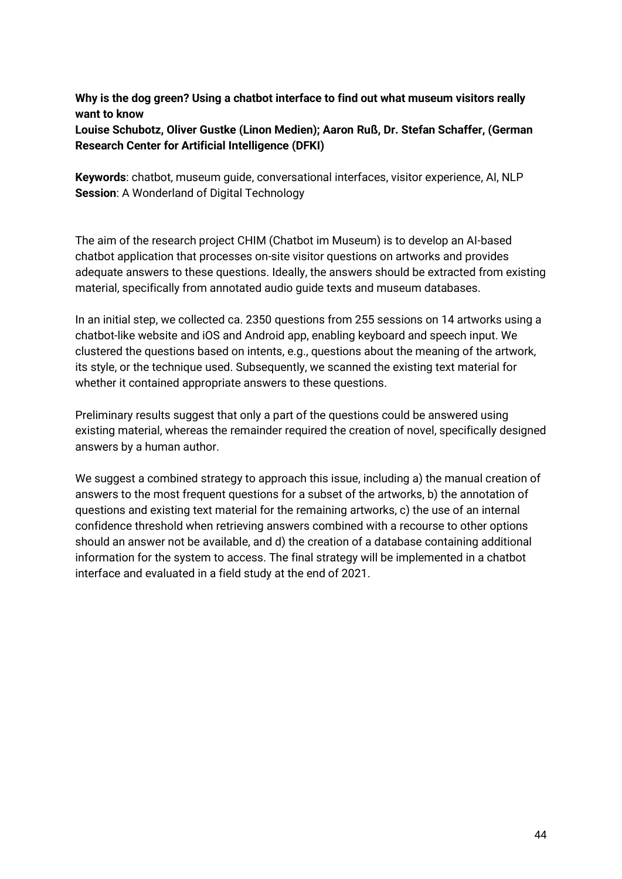**Why is the dog green? Using a chatbot interface to find out what museum visitors really want to know**
**Louise Schubotz, Oliver Gustke (Linon Medien); Aaron Ruß, Dr. Stefan Schaffer, (German Research Center for Artificial Intelligence (DFKI)**

**Keywords**: chatbot, museum guide, conversational interfaces, visitor experience, AI, NLP
**Session**: A Wonderland of Digital Technology

The aim of the research project CHIM (Chatbot im Museum) is to develop an AI-based chatbot application that processes on-site visitor questions on artworks and provides adequate answers to these questions. Ideally, the answers should be extracted from existing material, specifically from annotated audio guide texts and museum databases.

In an initial step, we collected ca. 2350 questions from 255 sessions on 14 artworks using a chatbot-like website and iOS and Android app, enabling keyboard and speech input. We clustered the questions based on intents, e.g., questions about the meaning of the artwork, its style, or the technique used. Subsequently, we scanned the existing text material for whether it contained appropriate answers to these questions.

Preliminary results suggest that only a part of the questions could be answered using existing material, whereas the remainder required the creation of novel, specifically designed answers by a human author.

We suggest a combined strategy to approach this issue, including a) the manual creation of answers to the most frequent questions for a subset of the artworks, b) the annotation of questions and existing text material for the remaining artworks, c) the use of an internal confidence threshold when retrieving answers combined with a recourse to other options should an answer not be available, and d) the creation of a database containing additional information for the system to access. The final strategy will be implemented in a chatbot interface and evaluated in a field study at the end of 2021.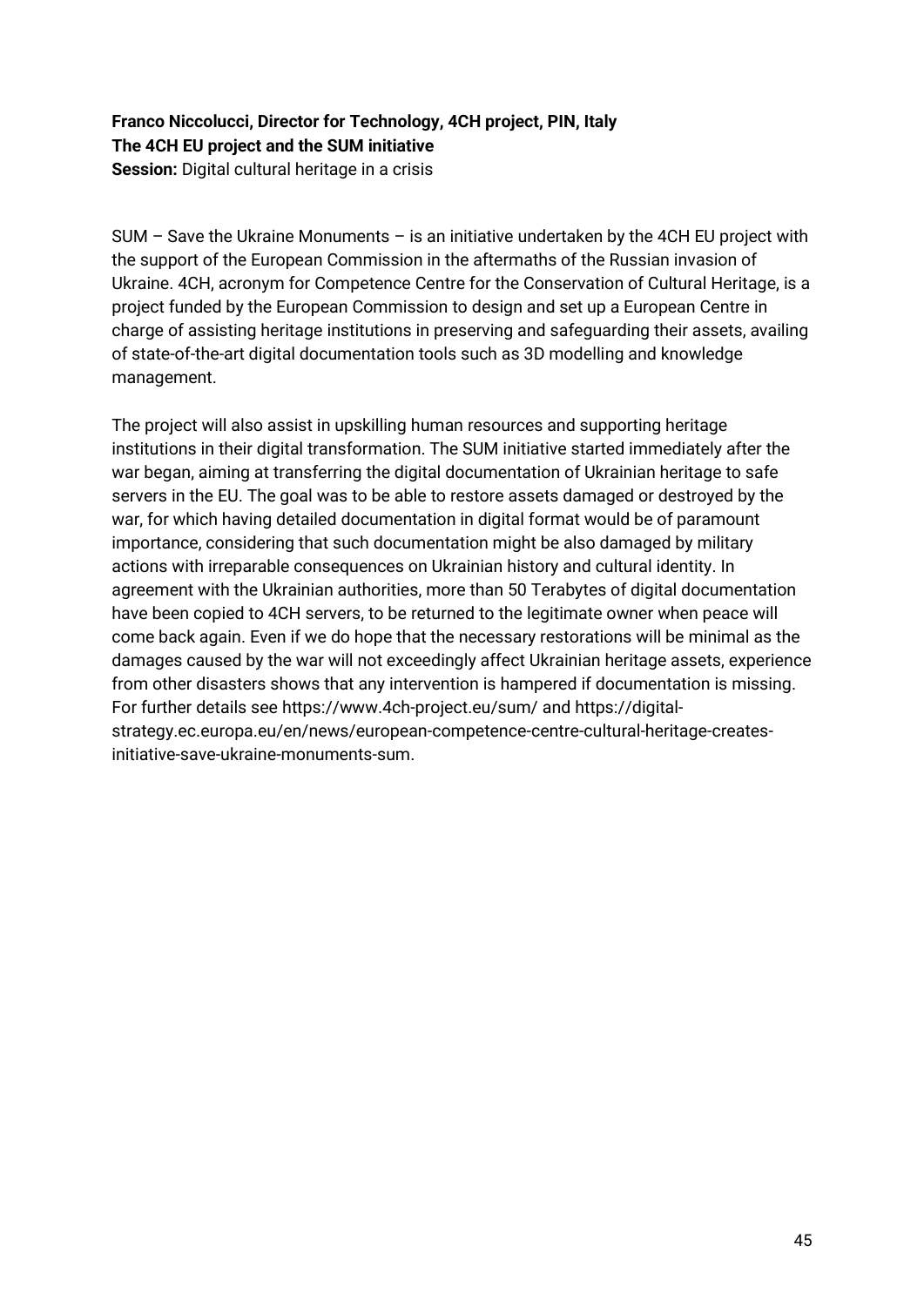**Franco Niccolucci, Director for Technology, 4CH project, PIN, Italy**
**The 4CH EU project and the SUM initiative**
**Session:** Digital cultural heritage in a crisis

SUM – Save the Ukraine Monuments – is an initiative undertaken by the 4CH EU project with the support of the European Commission in the aftermaths of the Russian invasion of Ukraine. 4CH, acronym for Competence Centre for the Conservation of Cultural Heritage, is a project funded by the European Commission to design and set up a European Centre in charge of assisting heritage institutions in preserving and safeguarding their assets, availing of state-of-the-art digital documentation tools such as 3D modelling and knowledge management.

The project will also assist in upskilling human resources and supporting heritage institutions in their digital transformation. The SUM initiative started immediately after the war began, aiming at transferring the digital documentation of Ukrainian heritage to safe servers in the EU. The goal was to be able to restore assets damaged or destroyed by the war, for which having detailed documentation in digital format would be of paramount importance, considering that such documentation might be also damaged by military actions with irreparable consequences on Ukrainian history and cultural identity. In agreement with the Ukrainian authorities, more than 50 Terabytes of digital documentation have been copied to 4CH servers, to be returned to the legitimate owner when peace will come back again. Even if we do hope that the necessary restorations will be minimal as the damages caused by the war will not exceedingly affect Ukrainian heritage assets, experience from other disasters shows that any intervention is hampered if documentation is missing. For further details see https://www.4ch-project.eu/sum/ and https://digital-strategy.ec.europa.eu/en/news/european-competence-centre-cultural-heritage-creates-initiative-save-ukraine-monuments-sum.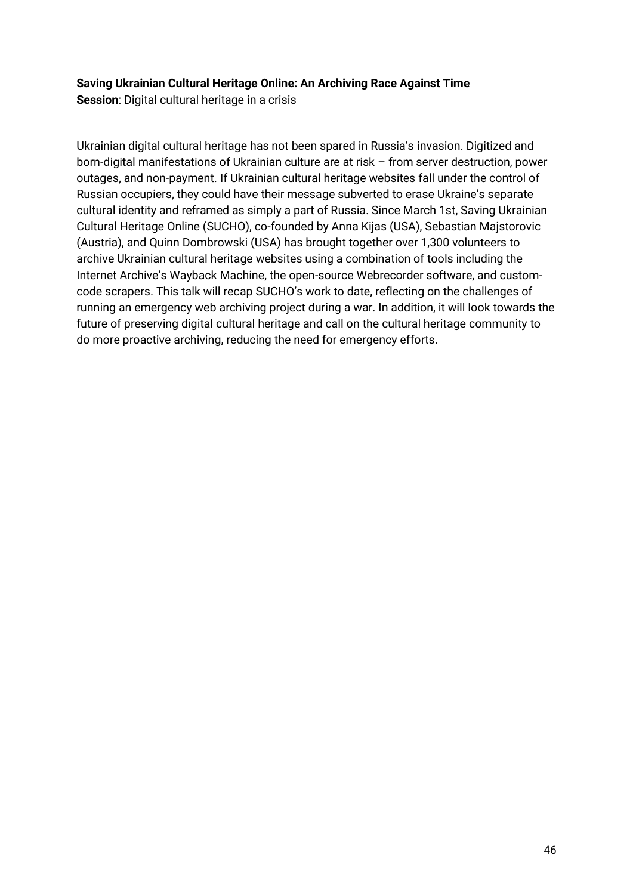**Saving Ukrainian Cultural Heritage Online: An Archiving Race Against Time**
**Session**: Digital cultural heritage in a crisis

Ukrainian digital cultural heritage has not been spared in Russia's invasion. Digitized and born-digital manifestations of Ukrainian culture are at risk – from server destruction, power outages, and non-payment. If Ukrainian cultural heritage websites fall under the control of Russian occupiers, they could have their message subverted to erase Ukraine's separate cultural identity and reframed as simply a part of Russia. Since March 1st, Saving Ukrainian Cultural Heritage Online (SUCHO), co-founded by Anna Kijas (USA), Sebastian Majstorovic (Austria), and Quinn Dombrowski (USA) has brought together over 1,300 volunteers to archive Ukrainian cultural heritage websites using a combination of tools including the Internet Archive's Wayback Machine, the open-source Webrecorder software, and custom-code scrapers. This talk will recap SUCHO's work to date, reflecting on the challenges of running an emergency web archiving project during a war. In addition, it will look towards the future of preserving digital cultural heritage and call on the cultural heritage community to do more proactive archiving, reducing the need for emergency efforts.